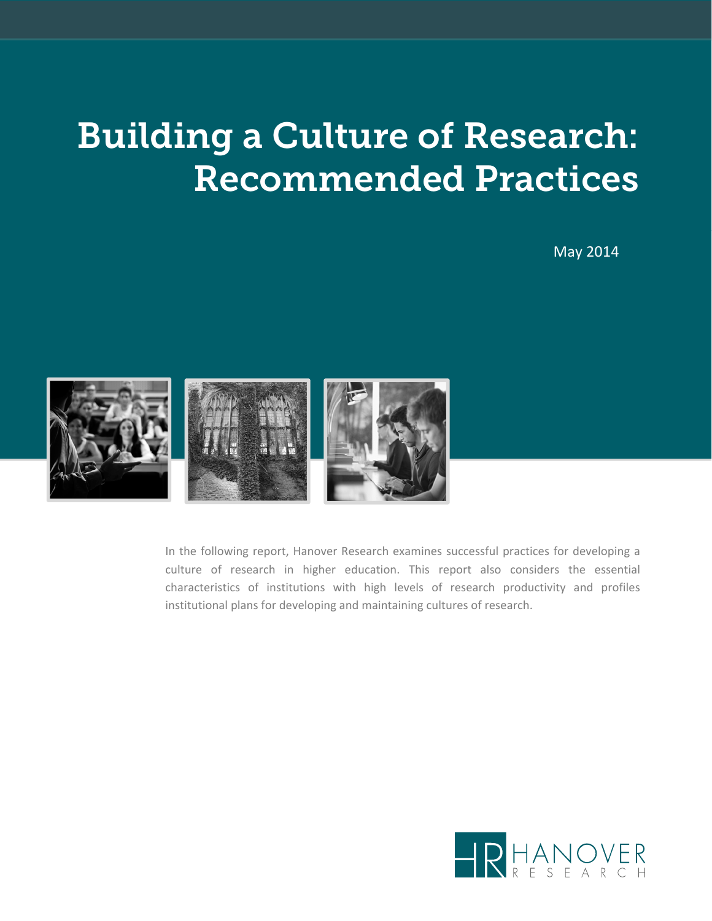# Building a Culture of Research: Recommended Practices

May 2014

In the following report, Hanover Research examines successful practices for developing a culture of research in higher education. This report also considers the essential characteristics of institutions with high levels of research productivity and profiles institutional plans for developing and maintaining cultures of research.

HANOVER RESEARCH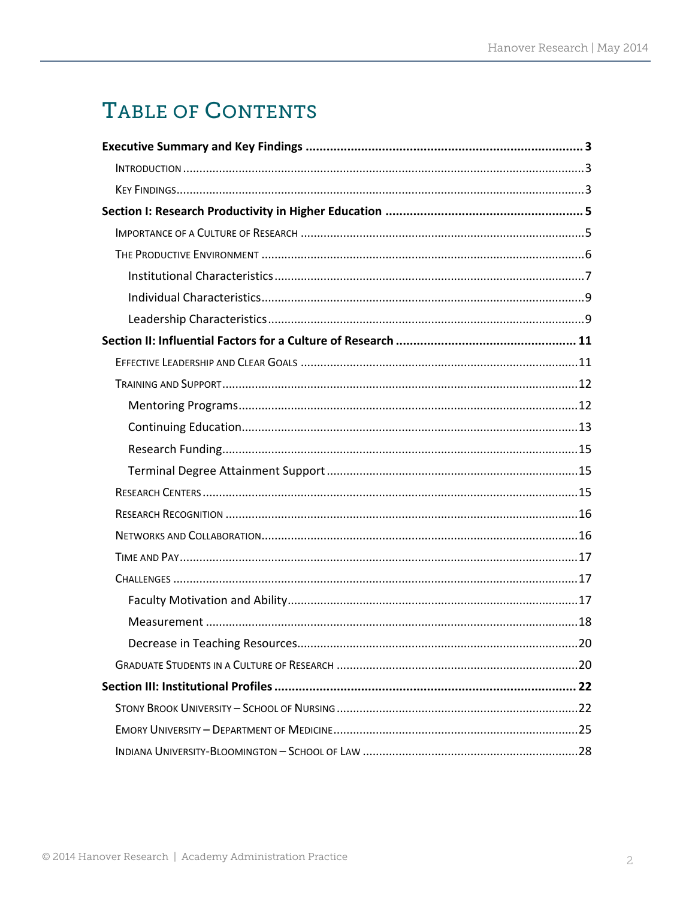# TABLE OF CONTENTS

**Executive Summary and Key Findings** .......... **3**

- INTRODUCTION .......... 3
- KEY FINDINGS .......... 3

**Section I: Research Productivity in Higher Education** .......... **5**

- IMPORTANCE OF A CULTURE OF RESEARCH .......... 5
- THE PRODUCTIVE ENVIRONMENT .......... 6
  - Institutional Characteristics .......... 7
  - Individual Characteristics .......... 9
  - Leadership Characteristics .......... 9

**Section II: Influential Factors for a Culture of Research** .......... **11**

- EFFECTIVE LEADERSHIP AND CLEAR GOALS .......... 11
- TRAINING AND SUPPORT .......... 12
  - Mentoring Programs .......... 12
  - Continuing Education .......... 13
  - Research Funding .......... 15
  - Terminal Degree Attainment Support .......... 15
- RESEARCH CENTERS .......... 15
- RESEARCH RECOGNITION .......... 16
- NETWORKS AND COLLABORATION .......... 16
- TIME AND PAY .......... 17
- CHALLENGES .......... 17
  - Faculty Motivation and Ability .......... 17
  - Measurement .......... 18
  - Decrease in Teaching Resources .......... 20
- GRADUATE STUDENTS IN A CULTURE OF RESEARCH .......... 20

**Section III: Institutional Profiles** .......... **22**

- STONY BROOK UNIVERSITY – SCHOOL OF NURSING .......... 22
- EMORY UNIVERSITY – DEPARTMENT OF MEDICINE .......... 25
- INDIANA UNIVERSITY-BLOOMINGTON – SCHOOL OF LAW .......... 28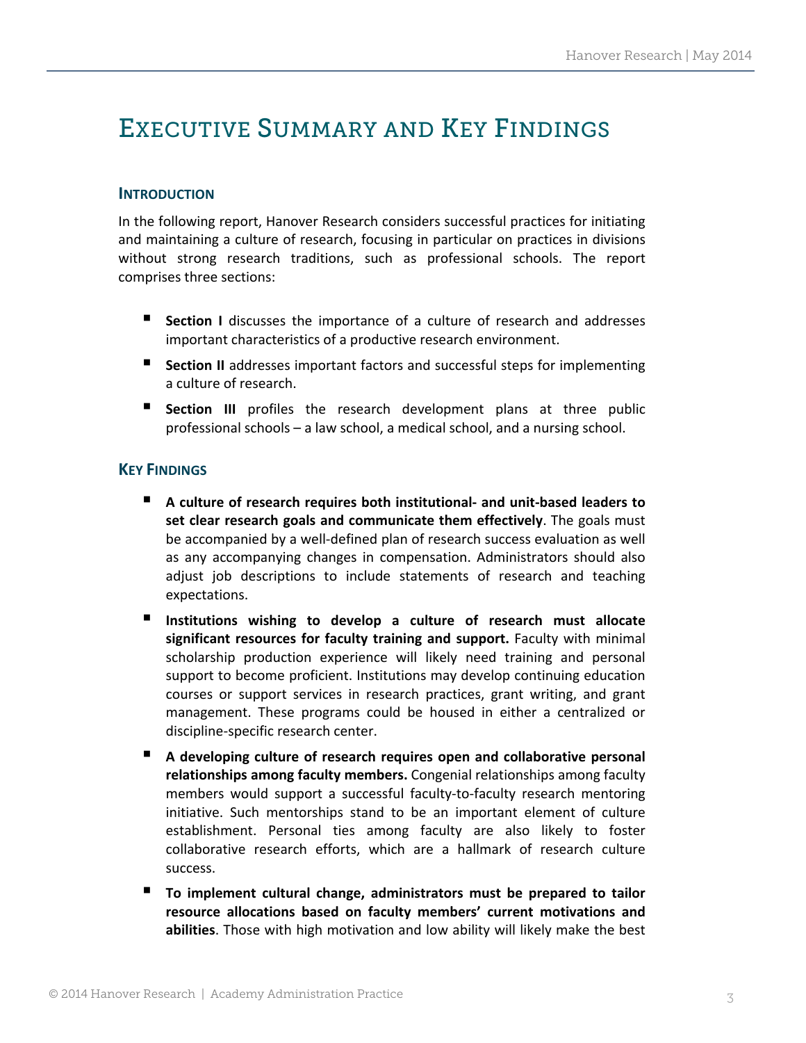# Executive Summary and Key Findings

## Introduction

In the following report, Hanover Research considers successful practices for initiating and maintaining a culture of research, focusing in particular on practices in divisions without strong research traditions, such as professional schools. The report comprises three sections:

- **Section I** discusses the importance of a culture of research and addresses important characteristics of a productive research environment.
- **Section II** addresses important factors and successful steps for implementing a culture of research.
- **Section III** profiles the research development plans at three public professional schools – a law school, a medical school, and a nursing school.

## Key Findings

- **A culture of research requires both institutional- and unit-based leaders to set clear research goals and communicate them effectively**. The goals must be accompanied by a well-defined plan of research success evaluation as well as any accompanying changes in compensation. Administrators should also adjust job descriptions to include statements of research and teaching expectations.
- **Institutions wishing to develop a culture of research must allocate significant resources for faculty training and support.** Faculty with minimal scholarship production experience will likely need training and personal support to become proficient. Institutions may develop continuing education courses or support services in research practices, grant writing, and grant management. These programs could be housed in either a centralized or discipline-specific research center.
- **A developing culture of research requires open and collaborative personal relationships among faculty members.** Congenial relationships among faculty members would support a successful faculty-to-faculty research mentoring initiative. Such mentorships stand to be an important element of culture establishment. Personal ties among faculty are also likely to foster collaborative research efforts, which are a hallmark of research culture success.
- **To implement cultural change, administrators must be prepared to tailor resource allocations based on faculty members' current motivations and abilities**. Those with high motivation and low ability will likely make the best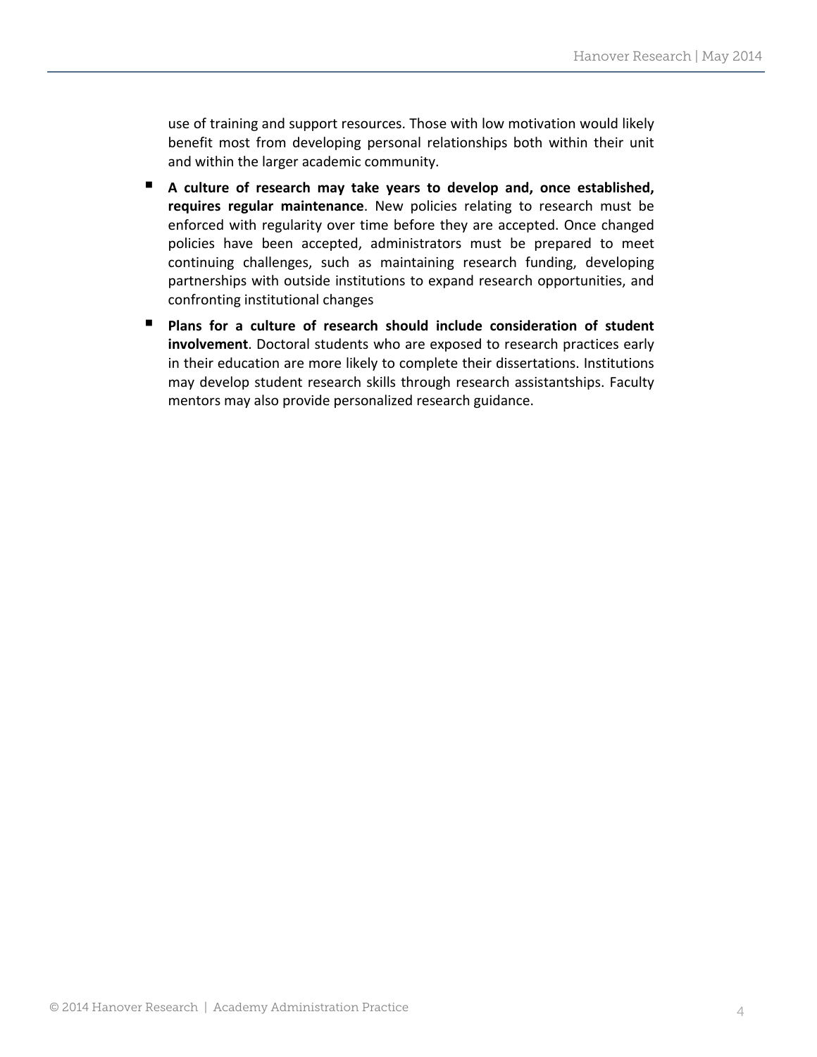use of training and support resources. Those with low motivation would likely benefit most from developing personal relationships both within their unit and within the larger academic community.

- **A culture of research may take years to develop and, once established, requires regular maintenance**. New policies relating to research must be enforced with regularity over time before they are accepted. Once changed policies have been accepted, administrators must be prepared to meet continuing challenges, such as maintaining research funding, developing partnerships with outside institutions to expand research opportunities, and confronting institutional changes
- **Plans for a culture of research should include consideration of student involvement**. Doctoral students who are exposed to research practices early in their education are more likely to complete their dissertations. Institutions may develop student research skills through research assistantships. Faculty mentors may also provide personalized research guidance.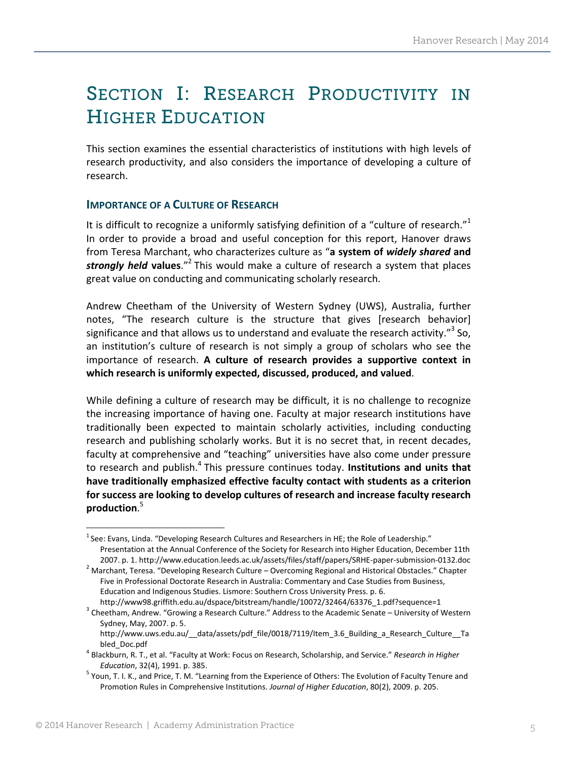# Section I: Research Productivity in Higher Education

This section examines the essential characteristics of institutions with high levels of research productivity, and also considers the importance of developing a culture of research.

## Importance of a Culture of Research

It is difficult to recognize a uniformly satisfying definition of a "culture of research."[1] In order to provide a broad and useful conception for this report, Hanover draws from Teresa Marchant, who characterizes culture as "**a system of *widely shared* and *strongly held* values**."[2] This would make a culture of research a system that places great value on conducting and communicating scholarly research.

Andrew Cheetham of the University of Western Sydney (UWS), Australia, further notes, "The research culture is the structure that gives [research behavior] significance and that allows us to understand and evaluate the research activity."[3] So, an institution's culture of research is not simply a group of scholars who see the importance of research. **A culture of research provides a supportive context in which research is uniformly expected, discussed, produced, and valued**.

While defining a culture of research may be difficult, it is no challenge to recognize the increasing importance of having one. Faculty at major research institutions have traditionally been expected to maintain scholarly activities, including conducting research and publishing scholarly works. But it is no secret that, in recent decades, faculty at comprehensive and "teaching" universities have also come under pressure to research and publish.[4] This pressure continues today. **Institutions and units that have traditionally emphasized effective faculty contact with students as a criterion for success are looking to develop cultures of research and increase faculty research production**.[5]

---

[1] See: Evans, Linda. "Developing Research Cultures and Researchers in HE; the Role of Leadership." Presentation at the Annual Conference of the Society for Research into Higher Education, December 11th 2007. p. 1. http://www.education.leeds.ac.uk/assets/files/staff/papers/SRHE-paper-submission-0132.doc

[2] Marchant, Teresa. "Developing Research Culture – Overcoming Regional and Historical Obstacles." Chapter Five in Professional Doctorate Research in Australia: Commentary and Case Studies from Business, Education and Indigenous Studies. Lismore: Southern Cross University Press. p. 6. http://www98.griffith.edu.au/dspace/bitstream/handle/10072/32464/63376_1.pdf?sequence=1

[3] Cheetham, Andrew. "Growing a Research Culture." Address to the Academic Senate – University of Western Sydney, May, 2007. p. 5. http://www.uws.edu.au/__data/assets/pdf_file/0018/7119/Item_3.6_Building_a_Research_Culture__Tabled_Doc.pdf

[4] Blackburn, R. T., et al. "Faculty at Work: Focus on Research, Scholarship, and Service." *Research in Higher Education*, 32(4), 1991. p. 385.

[5] Youn, T. I. K., and Price, T. M. "Learning from the Experience of Others: The Evolution of Faculty Tenure and Promotion Rules in Comprehensive Institutions. *Journal of Higher Education*, 80(2), 2009. p. 205.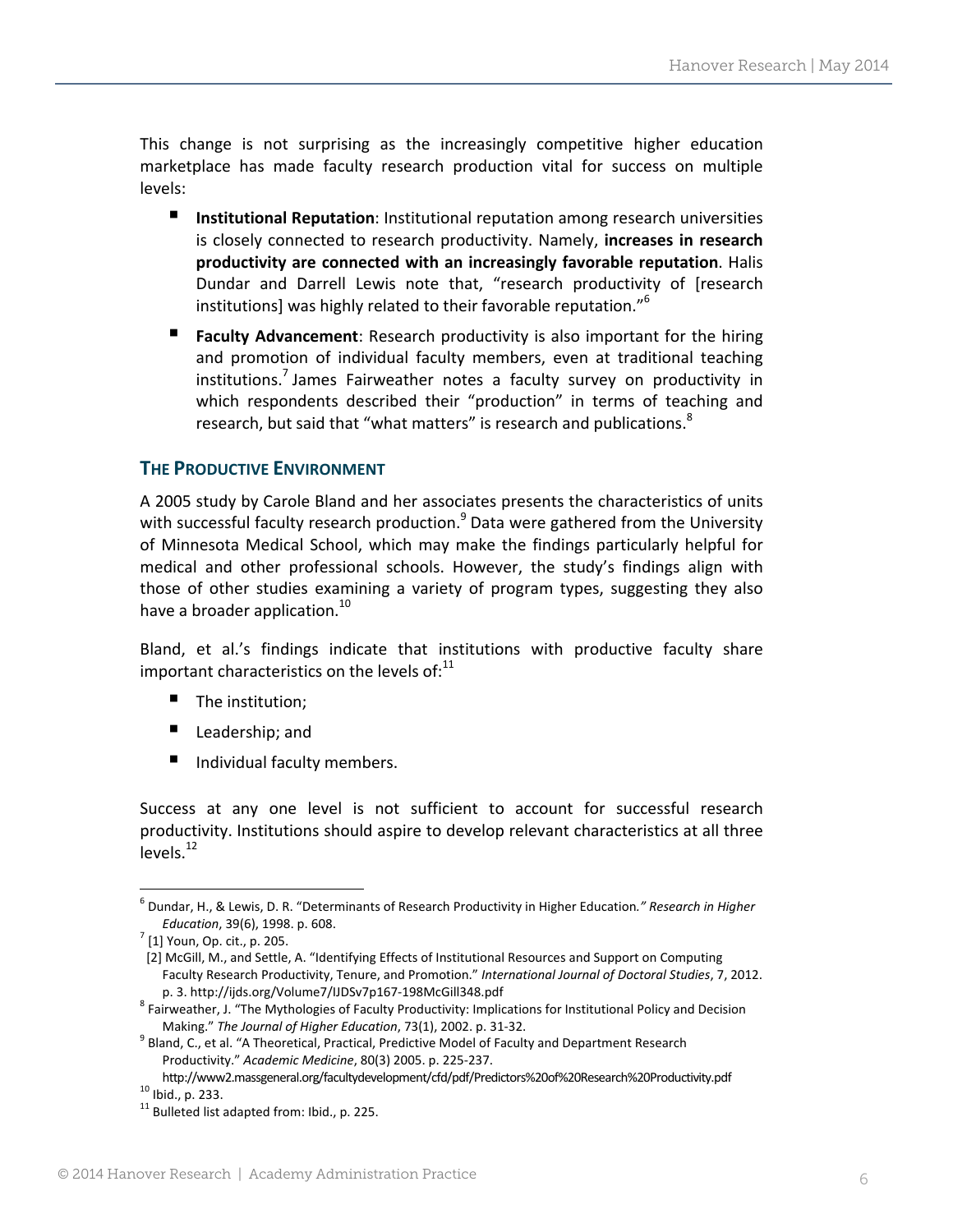This change is not surprising as the increasingly competitive higher education marketplace has made faculty research production vital for success on multiple levels:

- **Institutional Reputation**: Institutional reputation among research universities is closely connected to research productivity. Namely, **increases in research productivity are connected with an increasingly favorable reputation**. Halis Dundar and Darrell Lewis note that, "research productivity of [research institutions] was highly related to their favorable reputation."[6]
- **Faculty Advancement**: Research productivity is also important for the hiring and promotion of individual faculty members, even at traditional teaching institutions.[7] James Fairweather notes a faculty survey on productivity in which respondents described their "production" in terms of teaching and research, but said that "what matters" is research and publications.[8]

### THE PRODUCTIVE ENVIRONMENT

A 2005 study by Carole Bland and her associates presents the characteristics of units with successful faculty research production.[9] Data were gathered from the University of Minnesota Medical School, which may make the findings particularly helpful for medical and other professional schools. However, the study's findings align with those of other studies examining a variety of program types, suggesting they also have a broader application.[10]

Bland, et al.'s findings indicate that institutions with productive faculty share important characteristics on the levels of:[11]

- The institution;
- Leadership; and
- Individual faculty members.

Success at any one level is not sufficient to account for successful research productivity. Institutions should aspire to develop relevant characteristics at all three levels.[12]

---

[6] Dundar, H., & Lewis, D. R. "Determinants of Research Productivity in Higher Education*." Research in Higher Education*, 39(6), 1998. p. 608.

[7] [1] Youn, Op. cit., p. 205.
[2] McGill, M., and Settle, A. "Identifying Effects of Institutional Resources and Support on Computing Faculty Research Productivity, Tenure, and Promotion." *International Journal of Doctoral Studies*, 7, 2012. p. 3. http://ijds.org/Volume7/IJDSv7p167-198McGill348.pdf

[8] Fairweather, J. "The Mythologies of Faculty Productivity: Implications for Institutional Policy and Decision Making." *The Journal of Higher Education*, 73(1), 2002. p. 31-32.

[9] Bland, C., et al. "A Theoretical, Practical, Predictive Model of Faculty and Department Research Productivity." *Academic Medicine*, 80(3) 2005. p. 225-237. http://www2.massgeneral.org/facultydevelopment/cfd/pdf/Predictors%20of%20Research%20Productivity.pdf

[10] Ibid., p. 233.

[11] Bulleted list adapted from: Ibid., p. 225.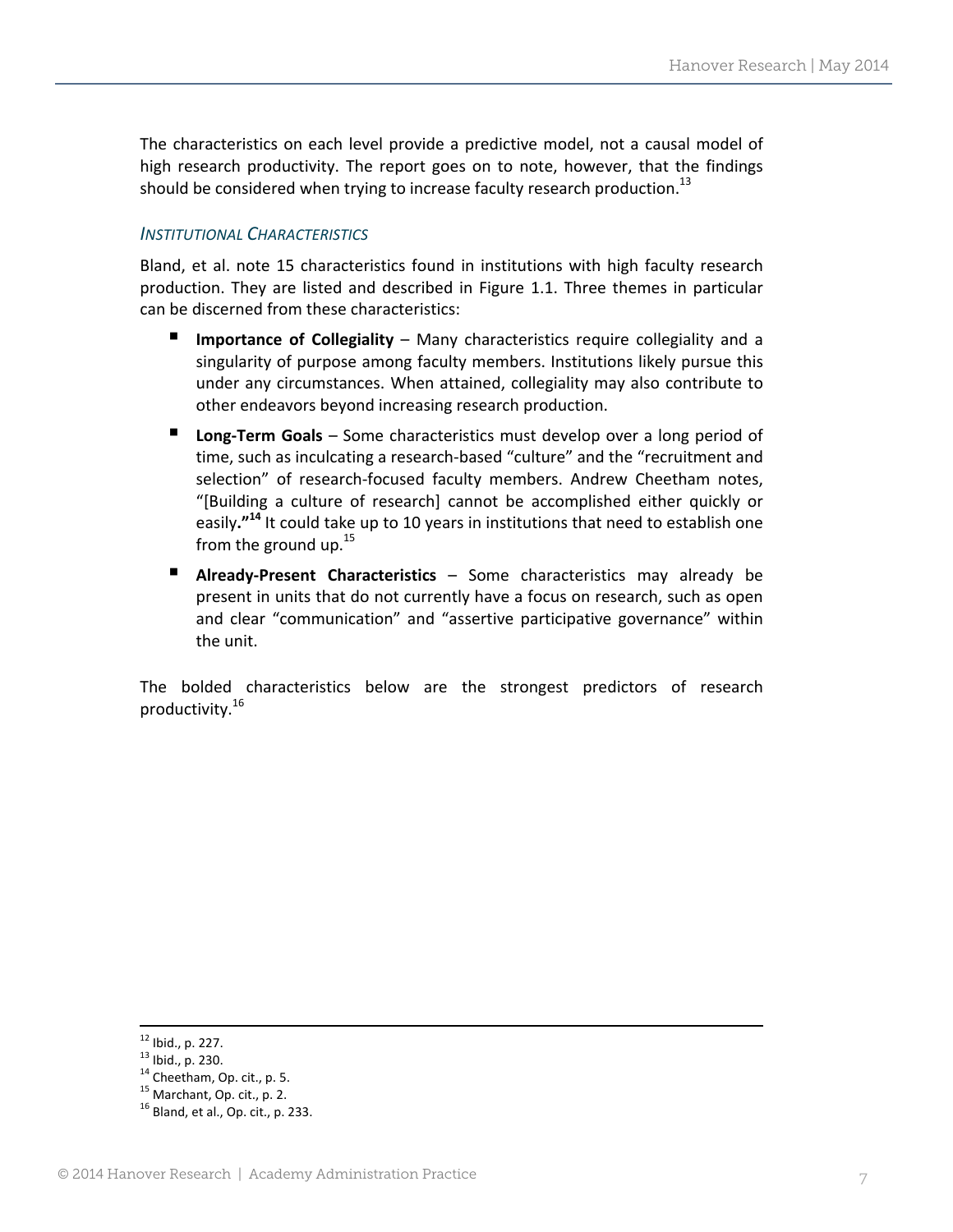The characteristics on each level provide a predictive model, not a causal model of high research productivity. The report goes on to note, however, that the findings should be considered when trying to increase faculty research production.[13]

### *Institutional Characteristics*

Bland, et al. note 15 characteristics found in institutions with high faculty research production. They are listed and described in Figure 1.1. Three themes in particular can be discerned from these characteristics:

- **Importance of Collegiality** – Many characteristics require collegiality and a singularity of purpose among faculty members. Institutions likely pursue this under any circumstances. When attained, collegiality may also contribute to other endeavors beyond increasing research production.
- **Long-Term Goals** – Some characteristics must develop over a long period of time, such as inculcating a research-based "culture" and the "recruitment and selection" of research-focused faculty members. Andrew Cheetham notes, "[Building a culture of research] cannot be accomplished either quickly or easily**."**[14] It could take up to 10 years in institutions that need to establish one from the ground up.[15]
- **Already-Present Characteristics** – Some characteristics may already be present in units that do not currently have a focus on research, such as open and clear "communication" and "assertive participative governance" within the unit.

The bolded characteristics below are the strongest predictors of research productivity.[16]

---

[12] Ibid., p. 227.
[13] Ibid., p. 230.
[14] Cheetham, Op. cit., p. 5.
[15] Marchant, Op. cit., p. 2.
[16] Bland, et al., Op. cit., p. 233.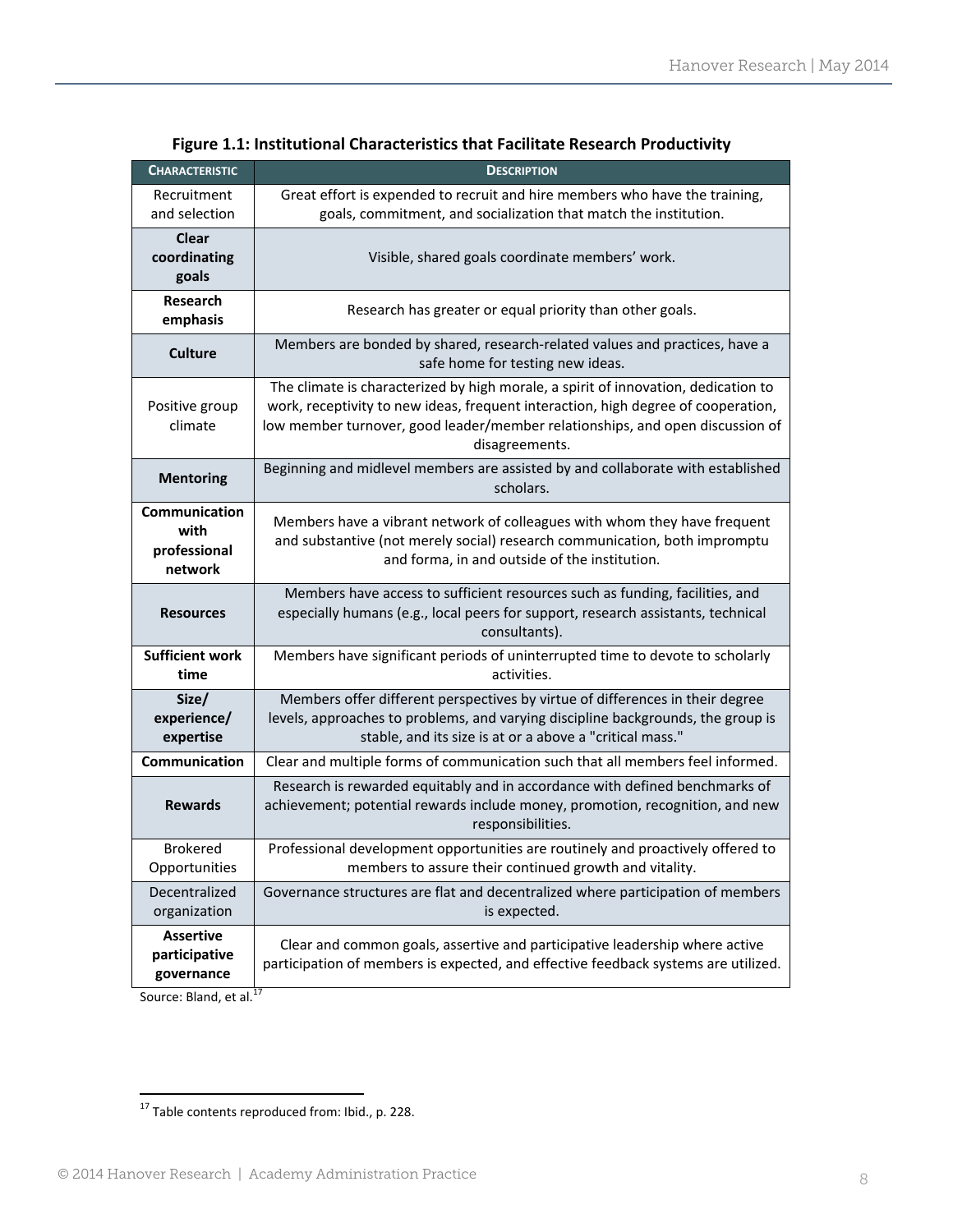**Figure 1.1: Institutional Characteristics that Facilitate Research Productivity**

| Characteristic | Description |
|---|---|
| Recruitment and selection | Great effort is expended to recruit and hire members who have the training, goals, commitment, and socialization that match the institution. |
| **Clear coordinating goals** | Visible, shared goals coordinate members' work. |
| **Research emphasis** | Research has greater or equal priority than other goals. |
| **Culture** | Members are bonded by shared, research-related values and practices, have a safe home for testing new ideas. |
| Positive group climate | The climate is characterized by high morale, a spirit of innovation, dedication to work, receptivity to new ideas, frequent interaction, high degree of cooperation, low member turnover, good leader/member relationships, and open discussion of disagreements. |
| **Mentoring** | Beginning and midlevel members are assisted by and collaborate with established scholars. |
| **Communication with professional network** | Members have a vibrant network of colleagues with whom they have frequent and substantive (not merely social) research communication, both impromptu and forma, in and outside of the institution. |
| **Resources** | Members have access to sufficient resources such as funding, facilities, and especially humans (e.g., local peers for support, research assistants, technical consultants). |
| **Sufficient work time** | Members have significant periods of uninterrupted time to devote to scholarly activities. |
| **Size/ experience/ expertise** | Members offer different perspectives by virtue of differences in their degree levels, approaches to problems, and varying discipline backgrounds, the group is stable, and its size is at or a above a "critical mass." |
| **Communication** | Clear and multiple forms of communication such that all members feel informed. |
| **Rewards** | Research is rewarded equitably and in accordance with defined benchmarks of achievement; potential rewards include money, promotion, recognition, and new responsibilities. |
| Brokered Opportunities | Professional development opportunities are routinely and proactively offered to members to assure their continued growth and vitality. |
| Decentralized organization | Governance structures are flat and decentralized where participation of members is expected. |
| **Assertive participative governance** | Clear and common goals, assertive and participative leadership where active participation of members is expected, and effective feedback systems are utilized. |

Source: Bland, et al.[17]

---

[17] Table contents reproduced from: Ibid., p. 228.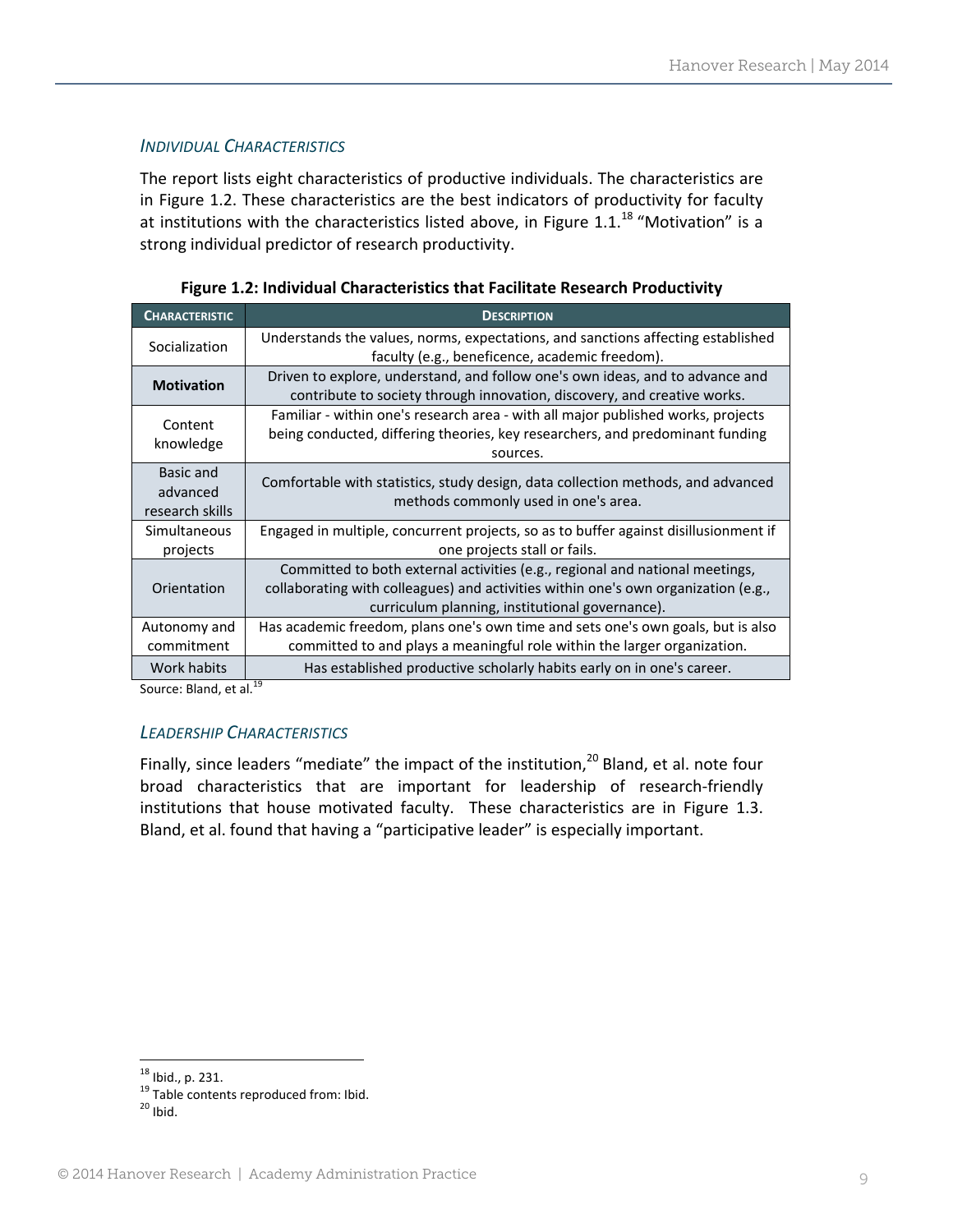### *INDIVIDUAL CHARACTERISTICS*

The report lists eight characteristics of productive individuals. The characteristics are in Figure 1.2. These characteristics are the best indicators of productivity for faculty at institutions with the characteristics listed above, in Figure 1.1.[18] "Motivation" is a strong individual predictor of research productivity.

**Figure 1.2: Individual Characteristics that Facilitate Research Productivity**

| CHARACTERISTIC | DESCRIPTION |
|---|---|
| Socialization | Understands the values, norms, expectations, and sanctions affecting established faculty (e.g., beneficence, academic freedom). |
| **Motivation** | Driven to explore, understand, and follow one's own ideas, and to advance and contribute to society through innovation, discovery, and creative works. |
| Content knowledge | Familiar - within one's research area - with all major published works, projects being conducted, differing theories, key researchers, and predominant funding sources. |
| Basic and advanced research skills | Comfortable with statistics, study design, data collection methods, and advanced methods commonly used in one's area. |
| Simultaneous projects | Engaged in multiple, concurrent projects, so as to buffer against disillusionment if one projects stall or fails. |
| Orientation | Committed to both external activities (e.g., regional and national meetings, collaborating with colleagues) and activities within one's own organization (e.g., curriculum planning, institutional governance). |
| Autonomy and commitment | Has academic freedom, plans one's own time and sets one's own goals, but is also committed to and plays a meaningful role within the larger organization. |
| Work habits | Has established productive scholarly habits early on in one's career. |

Source: Bland, et al.[19]

### *LEADERSHIP CHARACTERISTICS*

Finally, since leaders "mediate" the impact of the institution,[20] Bland, et al. note four broad characteristics that are important for leadership of research-friendly institutions that house motivated faculty. These characteristics are in Figure 1.3. Bland, et al. found that having a "participative leader" is especially important.

---

[18] Ibid., p. 231.
[19] Table contents reproduced from: Ibid.
[20] Ibid.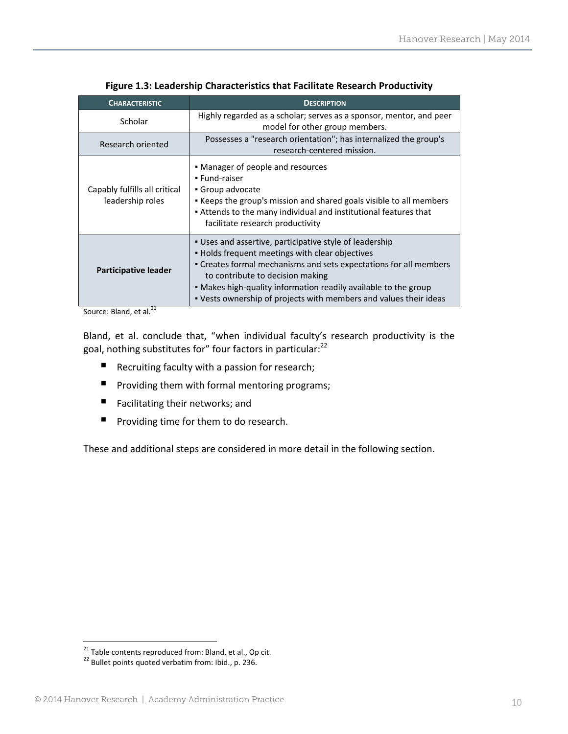**Figure 1.3: Leadership Characteristics that Facilitate Research Productivity**

| CHARACTERISTIC | DESCRIPTION |
|---|---|
| Scholar | Highly regarded as a scholar; serves as a sponsor, mentor, and peer model for other group members. |
| Research oriented | Possesses a "research orientation"; has internalized the group's research-centered mission. |
| Capably fulfills all critical leadership roles | ▪ Manager of people and resources<br>▪ Fund-raiser<br>▪ Group advocate<br>▪ Keeps the group's mission and shared goals visible to all members<br>▪ Attends to the many individual and institutional features that facilitate research productivity |
| **Participative leader** | ▪ Uses and assertive, participative style of leadership<br>▪ Holds frequent meetings with clear objectives<br>▪ Creates formal mechanisms and sets expectations for all members to contribute to decision making<br>▪ Makes high-quality information readily available to the group<br>▪ Vests ownership of projects with members and values their ideas |

Source: Bland, et al.[21]

Bland, et al. conclude that, "when individual faculty's research productivity is the goal, nothing substitutes for" four factors in particular:[22]

- Recruiting faculty with a passion for research;
- Providing them with formal mentoring programs;
- Facilitating their networks; and
- Providing time for them to do research.

These and additional steps are considered in more detail in the following section.

---

[21] Table contents reproduced from: Bland, et al., Op cit.
[22] Bullet points quoted verbatim from: Ibid., p. 236.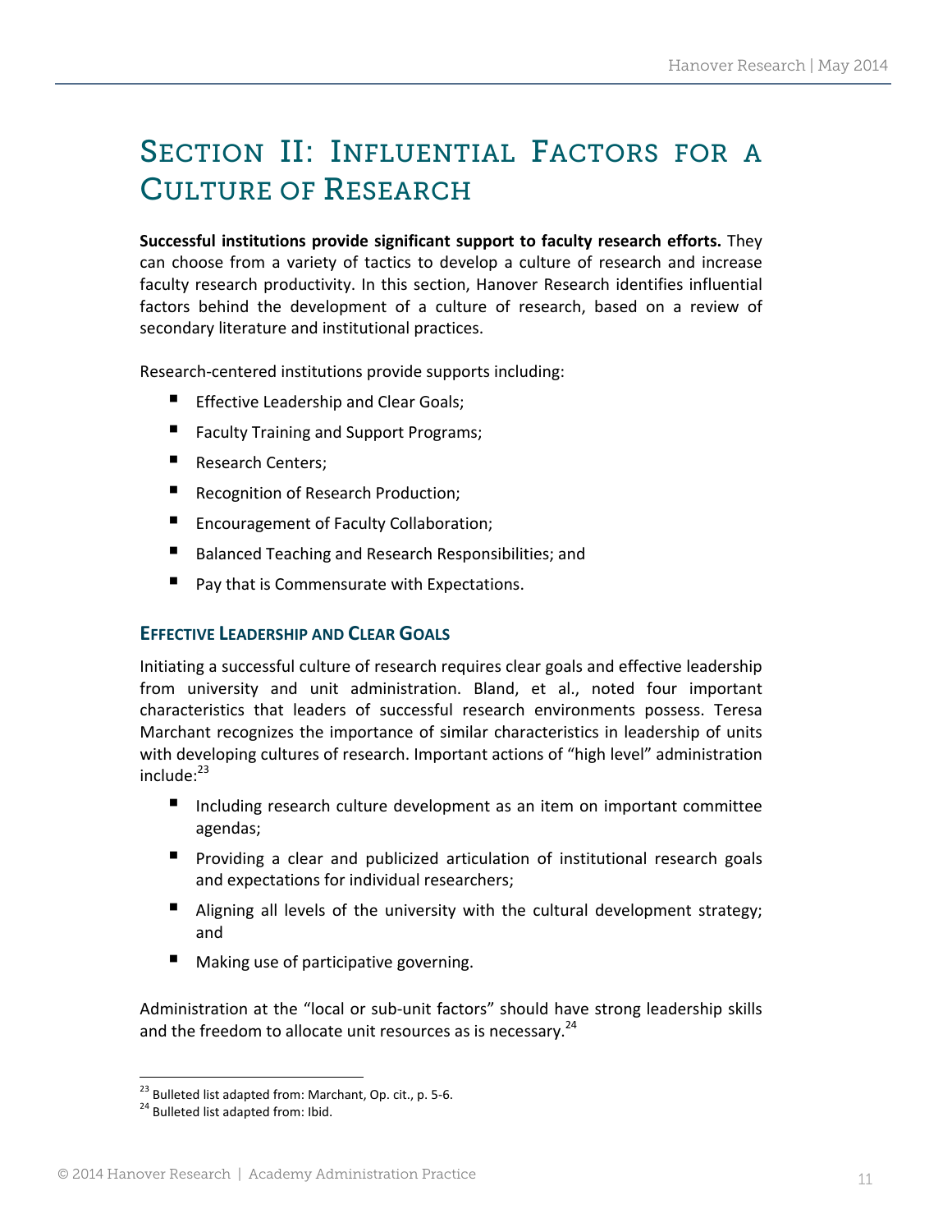# Section II: Influential Factors for a Culture of Research

**Successful institutions provide significant support to faculty research efforts.** They can choose from a variety of tactics to develop a culture of research and increase faculty research productivity. In this section, Hanover Research identifies influential factors behind the development of a culture of research, based on a review of secondary literature and institutional practices.

Research-centered institutions provide supports including:

- Effective Leadership and Clear Goals;
- Faculty Training and Support Programs;
- Research Centers;
- Recognition of Research Production;
- Encouragement of Faculty Collaboration;
- Balanced Teaching and Research Responsibilities; and
- Pay that is Commensurate with Expectations.

## Effective Leadership and Clear Goals

Initiating a successful culture of research requires clear goals and effective leadership from university and unit administration. Bland, et al., noted four important characteristics that leaders of successful research environments possess. Teresa Marchant recognizes the importance of similar characteristics in leadership of units with developing cultures of research. Important actions of "high level" administration include:[23]

- Including research culture development as an item on important committee agendas;
- Providing a clear and publicized articulation of institutional research goals and expectations for individual researchers;
- Aligning all levels of the university with the cultural development strategy; and
- Making use of participative governing.

Administration at the "local or sub-unit factors" should have strong leadership skills and the freedom to allocate unit resources as is necessary.[24]

---

[23] Bulleted list adapted from: Marchant, Op. cit., p. 5-6.

[24] Bulleted list adapted from: Ibid.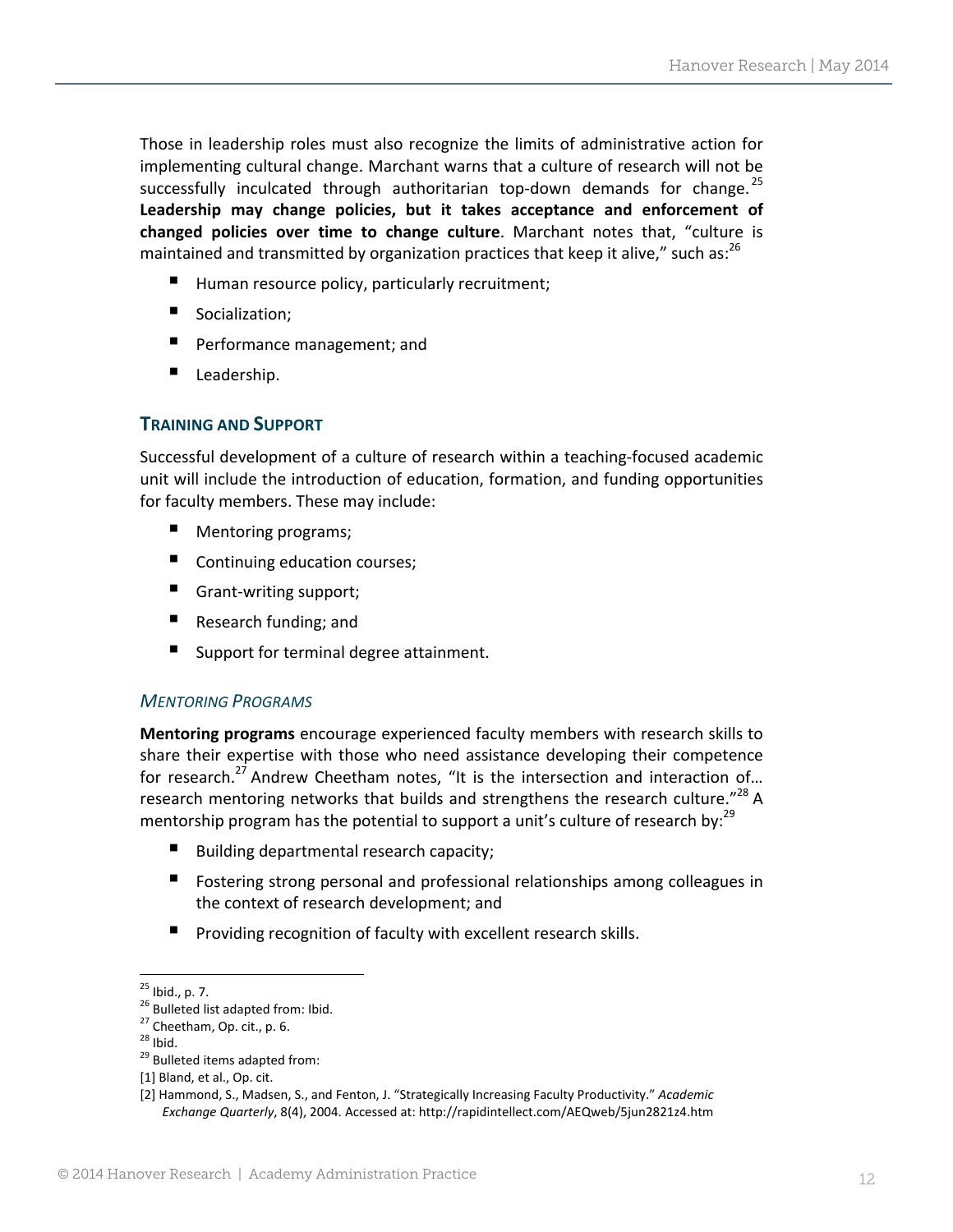Those in leadership roles must also recognize the limits of administrative action for implementing cultural change. Marchant warns that a culture of research will not be successfully inculcated through authoritarian top-down demands for change.[25] **Leadership may change policies, but it takes acceptance and enforcement of changed policies over time to change culture**. Marchant notes that, "culture is maintained and transmitted by organization practices that keep it alive," such as:[26]

- Human resource policy, particularly recruitment;
- Socialization;
- Performance management; and
- Leadership.

## TRAINING AND SUPPORT

Successful development of a culture of research within a teaching-focused academic unit will include the introduction of education, formation, and funding opportunities for faculty members. These may include:

- Mentoring programs;
- Continuing education courses;
- Grant-writing support;
- Research funding; and
- Support for terminal degree attainment.

### *MENTORING PROGRAMS*

**Mentoring programs** encourage experienced faculty members with research skills to share their expertise with those who need assistance developing their competence for research.[27] Andrew Cheetham notes, "It is the intersection and interaction of… research mentoring networks that builds and strengthens the research culture."[28] A mentorship program has the potential to support a unit's culture of research by:[29]

- Building departmental research capacity;
- Fostering strong personal and professional relationships among colleagues in the context of research development; and
- Providing recognition of faculty with excellent research skills.

---

[25] Ibid., p. 7.
[26] Bulleted list adapted from: Ibid.
[27] Cheetham, Op. cit., p. 6.
[28] Ibid.
[29] Bulleted items adapted from:
[1] Bland, et al., Op. cit.
[2] Hammond, S., Madsen, S., and Fenton, J. "Strategically Increasing Faculty Productivity." *Academic Exchange Quarterly*, 8(4), 2004. Accessed at: http://rapidintellect.com/AEQweb/5jun2821z4.htm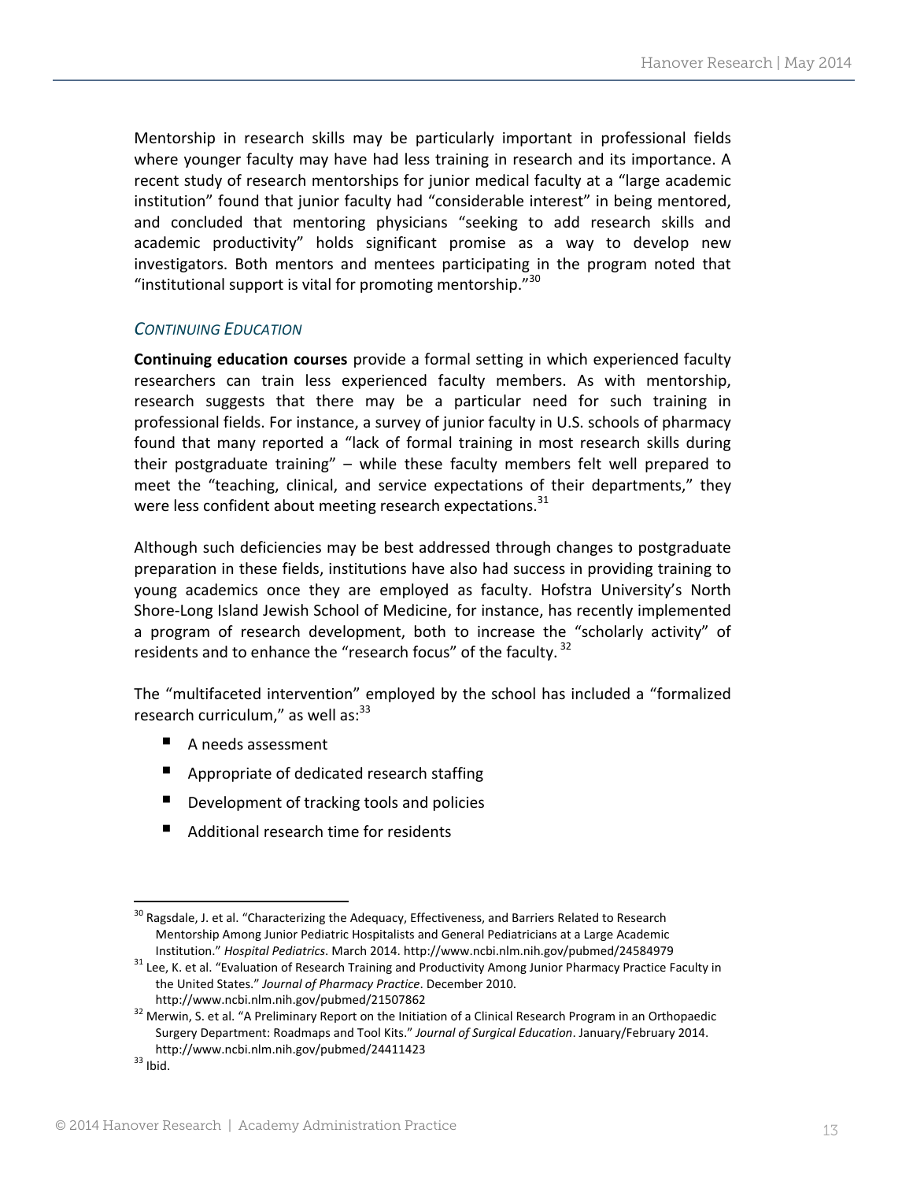Mentorship in research skills may be particularly important in professional fields where younger faculty may have had less training in research and its importance. A recent study of research mentorships for junior medical faculty at a "large academic institution" found that junior faculty had "considerable interest" in being mentored, and concluded that mentoring physicians "seeking to add research skills and academic productivity" holds significant promise as a way to develop new investigators. Both mentors and mentees participating in the program noted that "institutional support is vital for promoting mentorship."[30]

### *CONTINUING EDUCATION*

**Continuing education courses** provide a formal setting in which experienced faculty researchers can train less experienced faculty members. As with mentorship, research suggests that there may be a particular need for such training in professional fields. For instance, a survey of junior faculty in U.S. schools of pharmacy found that many reported a "lack of formal training in most research skills during their postgraduate training" – while these faculty members felt well prepared to meet the "teaching, clinical, and service expectations of their departments," they were less confident about meeting research expectations.[31]

Although such deficiencies may be best addressed through changes to postgraduate preparation in these fields, institutions have also had success in providing training to young academics once they are employed as faculty. Hofstra University's North Shore-Long Island Jewish School of Medicine, for instance, has recently implemented a program of research development, both to increase the "scholarly activity" of residents and to enhance the "research focus" of the faculty.[32]

The "multifaceted intervention" employed by the school has included a "formalized research curriculum," as well as:[33]

- A needs assessment
- Appropriate of dedicated research staffing
- Development of tracking tools and policies
- Additional research time for residents

---

[30] Ragsdale, J. et al. "Characterizing the Adequacy, Effectiveness, and Barriers Related to Research Mentorship Among Junior Pediatric Hospitalists and General Pediatricians at a Large Academic Institution." *Hospital Pediatrics*. March 2014. http://www.ncbi.nlm.nih.gov/pubmed/24584979

[31] Lee, K. et al. "Evaluation of Research Training and Productivity Among Junior Pharmacy Practice Faculty in the United States." *Journal of Pharmacy Practice*. December 2010. http://www.ncbi.nlm.nih.gov/pubmed/21507862

[32] Merwin, S. et al. "A Preliminary Report on the Initiation of a Clinical Research Program in an Orthopaedic Surgery Department: Roadmaps and Tool Kits." *Journal of Surgical Education*. January/February 2014. http://www.ncbi.nlm.nih.gov/pubmed/24411423

[33] Ibid.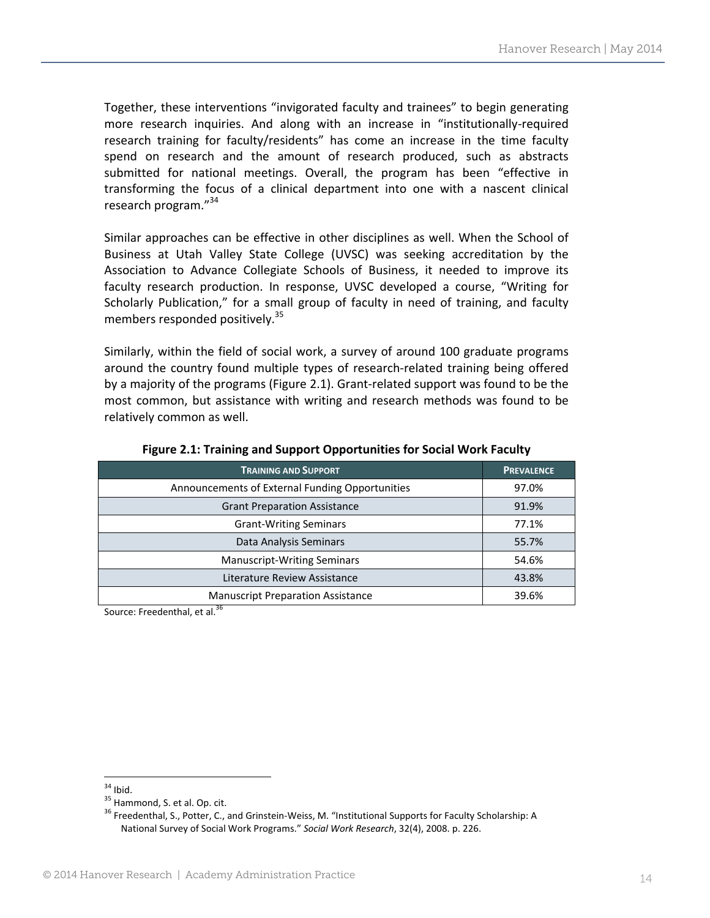Together, these interventions "invigorated faculty and trainees" to begin generating more research inquiries. And along with an increase in "institutionally-required research training for faculty/residents" has come an increase in the time faculty spend on research and the amount of research produced, such as abstracts submitted for national meetings. Overall, the program has been "effective in transforming the focus of a clinical department into one with a nascent clinical research program."[34]

Similar approaches can be effective in other disciplines as well. When the School of Business at Utah Valley State College (UVSC) was seeking accreditation by the Association to Advance Collegiate Schools of Business, it needed to improve its faculty research production. In response, UVSC developed a course, "Writing for Scholarly Publication," for a small group of faculty in need of training, and faculty members responded positively.[35]

Similarly, within the field of social work, a survey of around 100 graduate programs around the country found multiple types of research-related training being offered by a majority of the programs (Figure 2.1). Grant-related support was found to be the most common, but assistance with writing and research methods was found to be relatively common as well.

**Figure 2.1: Training and Support Opportunities for Social Work Faculty**

| Training and Support | Prevalence |
|---|---|
| Announcements of External Funding Opportunities | 97.0% |
| Grant Preparation Assistance | 91.9% |
| Grant-Writing Seminars | 77.1% |
| Data Analysis Seminars | 55.7% |
| Manuscript-Writing Seminars | 54.6% |
| Literature Review Assistance | 43.8% |
| Manuscript Preparation Assistance | 39.6% |

Source: Freedenthal, et al.[36]

---

[34] Ibid.

[35] Hammond, S. et al. Op. cit.

[36] Freedenthal, S., Potter, C., and Grinstein-Weiss, M. "Institutional Supports for Faculty Scholarship: A National Survey of Social Work Programs." *Social Work Research*, 32(4), 2008. p. 226.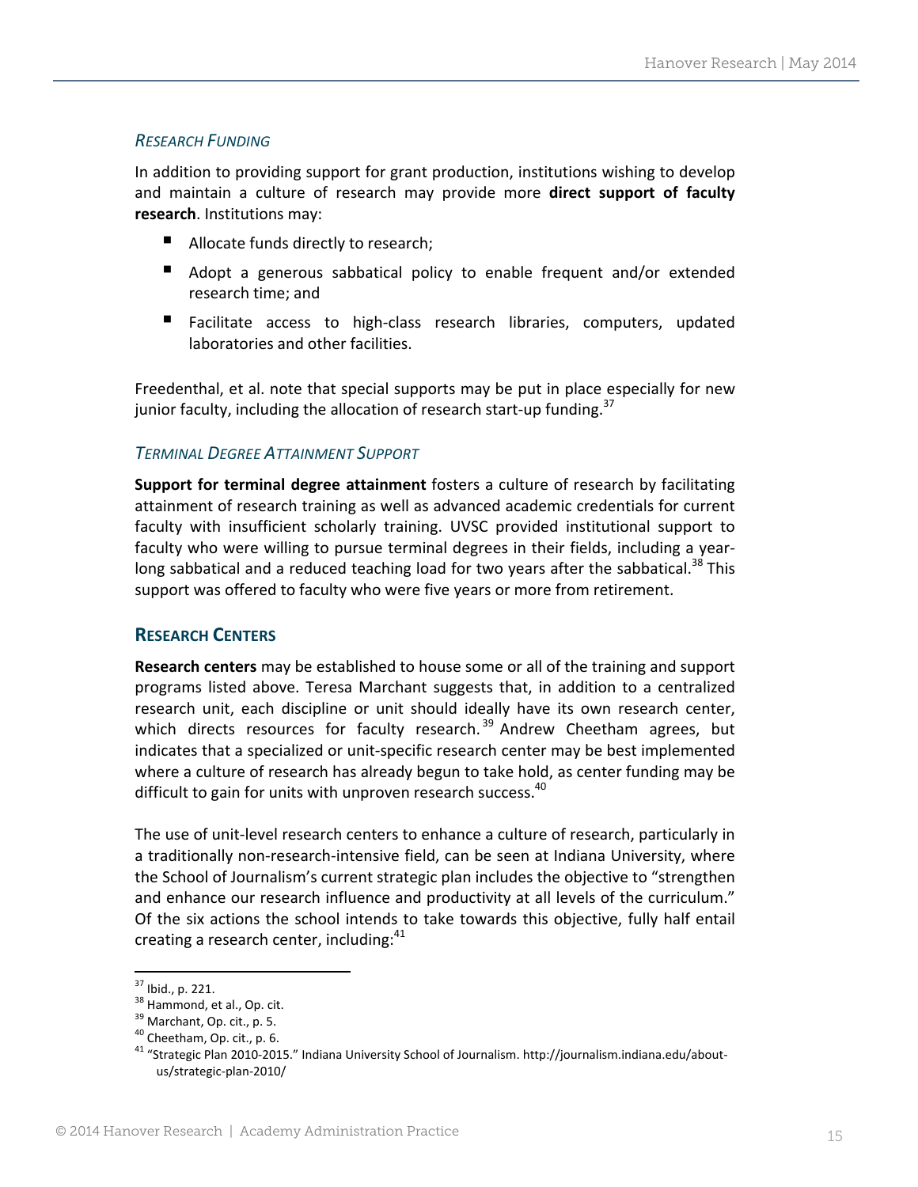#### *RESEARCH FUNDING*

In addition to providing support for grant production, institutions wishing to develop and maintain a culture of research may provide more **direct support of faculty research**. Institutions may:

- Allocate funds directly to research;
- Adopt a generous sabbatical policy to enable frequent and/or extended research time; and
- Facilitate access to high-class research libraries, computers, updated laboratories and other facilities.

Freedenthal, et al. note that special supports may be put in place especially for new junior faculty, including the allocation of research start-up funding.[37]

#### *TERMINAL DEGREE ATTAINMENT SUPPORT*

**Support for terminal degree attainment** fosters a culture of research by facilitating attainment of research training as well as advanced academic credentials for current faculty with insufficient scholarly training. UVSC provided institutional support to faculty who were willing to pursue terminal degrees in their fields, including a year-long sabbatical and a reduced teaching load for two years after the sabbatical.[38] This support was offered to faculty who were five years or more from retirement.

### RESEARCH CENTERS

**Research centers** may be established to house some or all of the training and support programs listed above. Teresa Marchant suggests that, in addition to a centralized research unit, each discipline or unit should ideally have its own research center, which directs resources for faculty research.[39] Andrew Cheetham agrees, but indicates that a specialized or unit-specific research center may be best implemented where a culture of research has already begun to take hold, as center funding may be difficult to gain for units with unproven research success.[40]

The use of unit-level research centers to enhance a culture of research, particularly in a traditionally non-research-intensive field, can be seen at Indiana University, where the School of Journalism's current strategic plan includes the objective to "strengthen and enhance our research influence and productivity at all levels of the curriculum." Of the six actions the school intends to take towards this objective, fully half entail creating a research center, including:[41]

---

[37] Ibid., p. 221.

[38] Hammond, et al., Op. cit.

[39] Marchant, Op. cit., p. 5.

[40] Cheetham, Op. cit., p. 6.

[41] "Strategic Plan 2010-2015." Indiana University School of Journalism. http://journalism.indiana.edu/about-us/strategic-plan-2010/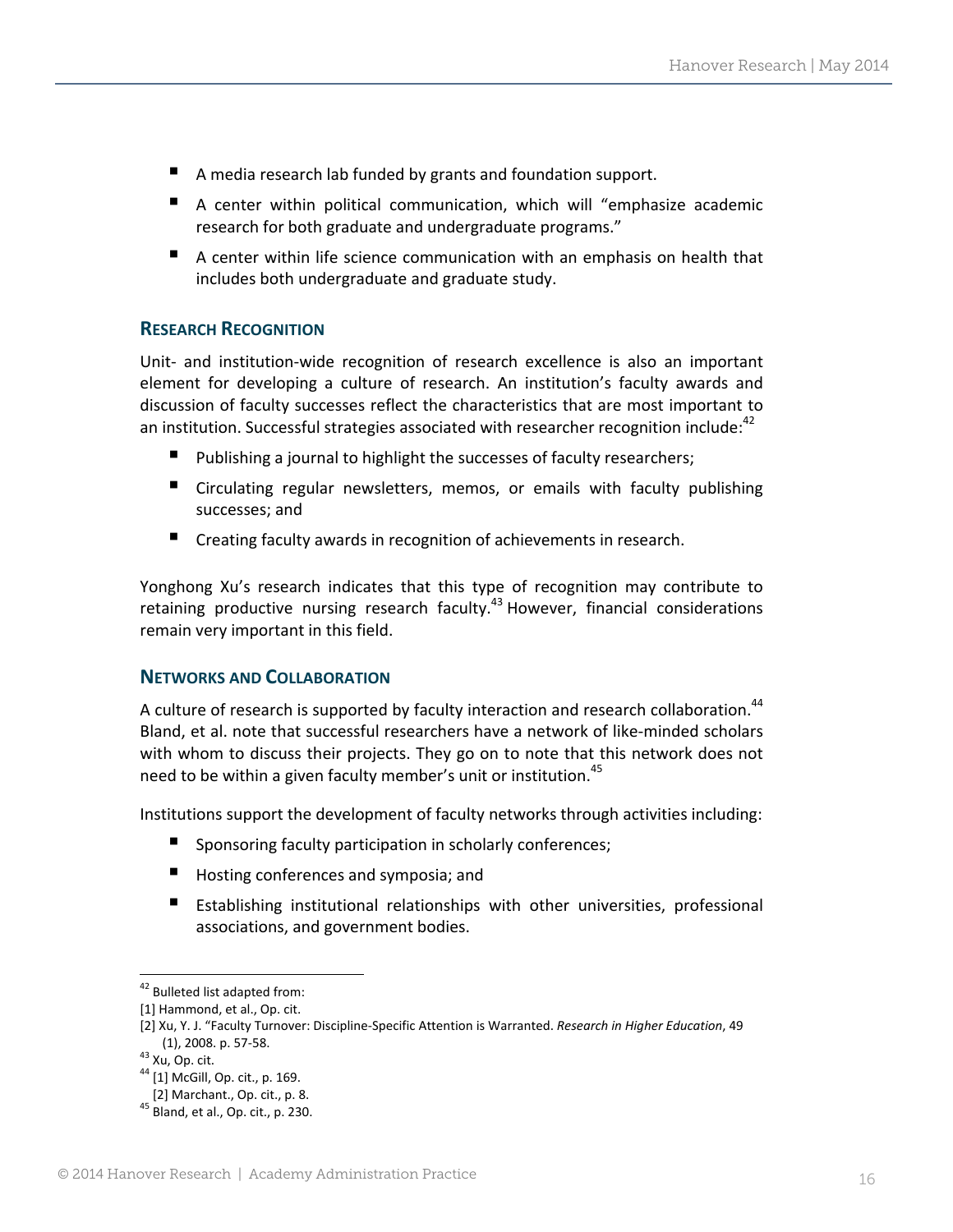- A media research lab funded by grants and foundation support.
- A center within political communication, which will "emphasize academic research for both graduate and undergraduate programs."
- A center within life science communication with an emphasis on health that includes both undergraduate and graduate study.

### RESEARCH RECOGNITION

Unit- and institution-wide recognition of research excellence is also an important element for developing a culture of research. An institution's faculty awards and discussion of faculty successes reflect the characteristics that are most important to an institution. Successful strategies associated with researcher recognition include:[42]

- Publishing a journal to highlight the successes of faculty researchers;
- Circulating regular newsletters, memos, or emails with faculty publishing successes; and
- Creating faculty awards in recognition of achievements in research.

Yonghong Xu's research indicates that this type of recognition may contribute to retaining productive nursing research faculty.[43] However, financial considerations remain very important in this field.

### NETWORKS AND COLLABORATION

A culture of research is supported by faculty interaction and research collaboration.[44] Bland, et al. note that successful researchers have a network of like-minded scholars with whom to discuss their projects. They go on to note that this network does not need to be within a given faculty member's unit or institution.[45]

Institutions support the development of faculty networks through activities including:

- Sponsoring faculty participation in scholarly conferences;
- Hosting conferences and symposia; and
- Establishing institutional relationships with other universities, professional associations, and government bodies.

---

[42] Bulleted list adapted from:
[1] Hammond, et al., Op. cit.
[2] Xu, Y. J. "Faculty Turnover: Discipline-Specific Attention is Warranted. *Research in Higher Education*, 49 (1), 2008. p. 57-58.

[43] Xu, Op. cit.

[44] [1] McGill, Op. cit., p. 169.
[2] Marchant., Op. cit., p. 8.

[45] Bland, et al., Op. cit., p. 230.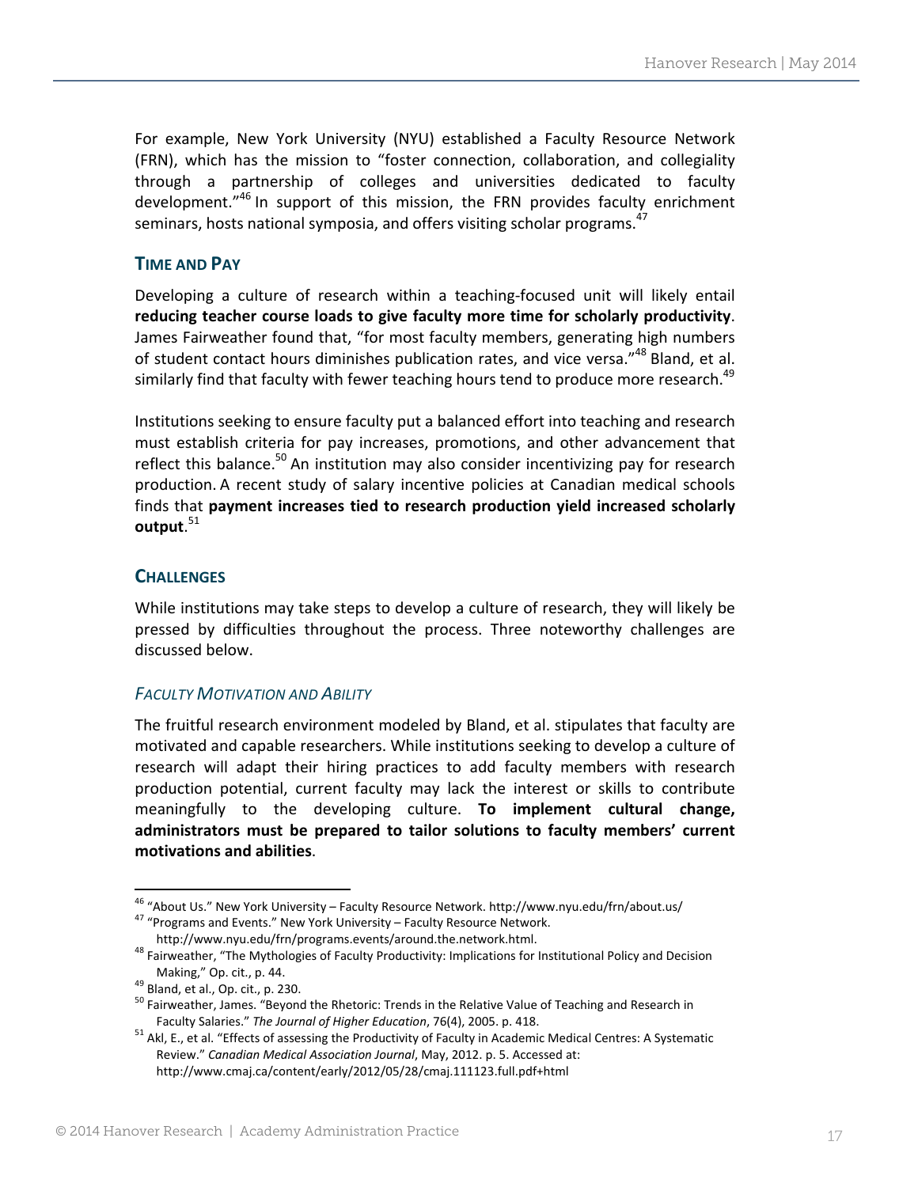For example, New York University (NYU) established a Faculty Resource Network (FRN), which has the mission to "foster connection, collaboration, and collegiality through a partnership of colleges and universities dedicated to faculty development."[46] In support of this mission, the FRN provides faculty enrichment seminars, hosts national symposia, and offers visiting scholar programs.[47]

### TIME AND PAY

Developing a culture of research within a teaching-focused unit will likely entail **reducing teacher course loads to give faculty more time for scholarly productivity**. James Fairweather found that, "for most faculty members, generating high numbers of student contact hours diminishes publication rates, and vice versa."[48] Bland, et al. similarly find that faculty with fewer teaching hours tend to produce more research.[49]

Institutions seeking to ensure faculty put a balanced effort into teaching and research must establish criteria for pay increases, promotions, and other advancement that reflect this balance.[50] An institution may also consider incentivizing pay for research production. A recent study of salary incentive policies at Canadian medical schools finds that **payment increases tied to research production yield increased scholarly output**.[51]

### CHALLENGES

While institutions may take steps to develop a culture of research, they will likely be pressed by difficulties throughout the process. Three noteworthy challenges are discussed below.

#### *FACULTY MOTIVATION AND ABILITY*

The fruitful research environment modeled by Bland, et al. stipulates that faculty are motivated and capable researchers. While institutions seeking to develop a culture of research will adapt their hiring practices to add faculty members with research production potential, current faculty may lack the interest or skills to contribute meaningfully to the developing culture. **To implement cultural change, administrators must be prepared to tailor solutions to faculty members' current motivations and abilities**.

---

[46] "About Us." New York University – Faculty Resource Network. http://www.nyu.edu/frn/about.us/

[47] "Programs and Events." New York University – Faculty Resource Network. http://www.nyu.edu/frn/programs.events/around.the.network.html.

[48] Fairweather, "The Mythologies of Faculty Productivity: Implications for Institutional Policy and Decision Making," Op. cit., p. 44.

[49] Bland, et al., Op. cit., p. 230.

[50] Fairweather, James. "Beyond the Rhetoric: Trends in the Relative Value of Teaching and Research in Faculty Salaries." *The Journal of Higher Education*, 76(4), 2005. p. 418.

[51] Akl, E., et al. "Effects of assessing the Productivity of Faculty in Academic Medical Centres: A Systematic Review." *Canadian Medical Association Journal*, May, 2012. p. 5. Accessed at: http://www.cmaj.ca/content/early/2012/05/28/cmaj.111123.full.pdf+html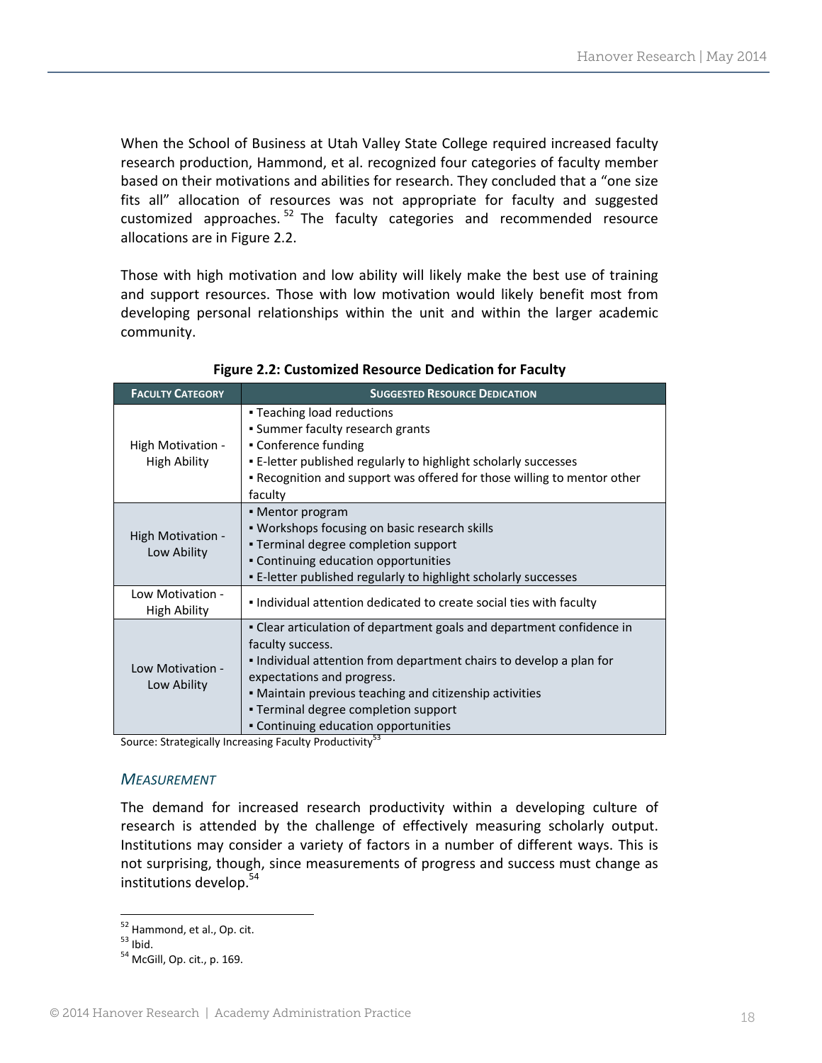When the School of Business at Utah Valley State College required increased faculty research production, Hammond, et al. recognized four categories of faculty member based on their motivations and abilities for research. They concluded that a "one size fits all" allocation of resources was not appropriate for faculty and suggested customized approaches.[52] The faculty categories and recommended resource allocations are in Figure 2.2.

Those with high motivation and low ability will likely make the best use of training and support resources. Those with low motivation would likely benefit most from developing personal relationships within the unit and within the larger academic community.

**Figure 2.2: Customized Resource Dedication for Faculty**

| FACULTY CATEGORY | SUGGESTED RESOURCE DEDICATION |
|---|---|
| High Motivation - High Ability | ▪ Teaching load reductions<br>▪ Summer faculty research grants<br>▪ Conference funding<br>▪ E-letter published regularly to highlight scholarly successes<br>▪ Recognition and support was offered for those willing to mentor other faculty |
| High Motivation - Low Ability | ▪ Mentor program<br>▪ Workshops focusing on basic research skills<br>▪ Terminal degree completion support<br>▪ Continuing education opportunities<br>▪ E-letter published regularly to highlight scholarly successes |
| Low Motivation - High Ability | ▪ Individual attention dedicated to create social ties with faculty |
| Low Motivation - Low Ability | ▪ Clear articulation of department goals and department confidence in faculty success.<br>▪ Individual attention from department chairs to develop a plan for expectations and progress.<br>▪ Maintain previous teaching and citizenship activities<br>▪ Terminal degree completion support<br>▪ Continuing education opportunities |

Source: Strategically Increasing Faculty Productivity[53]

### *Measurement*

The demand for increased research productivity within a developing culture of research is attended by the challenge of effectively measuring scholarly output. Institutions may consider a variety of factors in a number of different ways. This is not surprising, though, since measurements of progress and success must change as institutions develop.[54]

---

[52] Hammond, et al., Op. cit.

[53] Ibid.

[54] McGill, Op. cit., p. 169.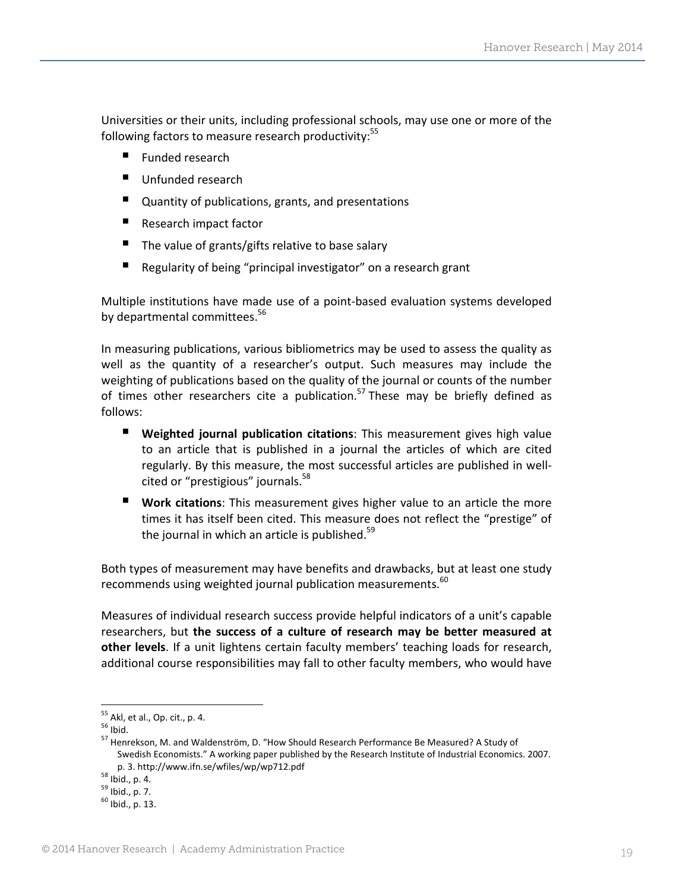Universities or their units, including professional schools, may use one or more of the following factors to measure research productivity:[55]

- Funded research
- Unfunded research
- Quantity of publications, grants, and presentations
- Research impact factor
- The value of grants/gifts relative to base salary
- Regularity of being "principal investigator" on a research grant

Multiple institutions have made use of a point-based evaluation systems developed by departmental committees.[56]

In measuring publications, various bibliometrics may be used to assess the quality as well as the quantity of a researcher's output. Such measures may include the weighting of publications based on the quality of the journal or counts of the number of times other researchers cite a publication.[57] These may be briefly defined as follows:

- **Weighted journal publication citations**: This measurement gives high value to an article that is published in a journal the articles of which are cited regularly. By this measure, the most successful articles are published in well-cited or "prestigious" journals.[58]
- **Work citations**: This measurement gives higher value to an article the more times it has itself been cited. This measure does not reflect the "prestige" of the journal in which an article is published.[59]

Both types of measurement may have benefits and drawbacks, but at least one study recommends using weighted journal publication measurements.[60]

Measures of individual research success provide helpful indicators of a unit's capable researchers, but **the success of a culture of research may be better measured at other levels**. If a unit lightens certain faculty members' teaching loads for research, additional course responsibilities may fall to other faculty members, who would have

---

[55] Akl, et al., Op. cit., p. 4.

[56] Ibid.

[57] Henrekson, M. and Waldenström, D. "How Should Research Performance Be Measured? A Study of Swedish Economists." A working paper published by the Research Institute of Industrial Economics. 2007. p. 3. http://www.ifn.se/wfiles/wp/wp712.pdf

[58] Ibid., p. 4.

[59] Ibid., p. 7.

[60] Ibid., p. 13.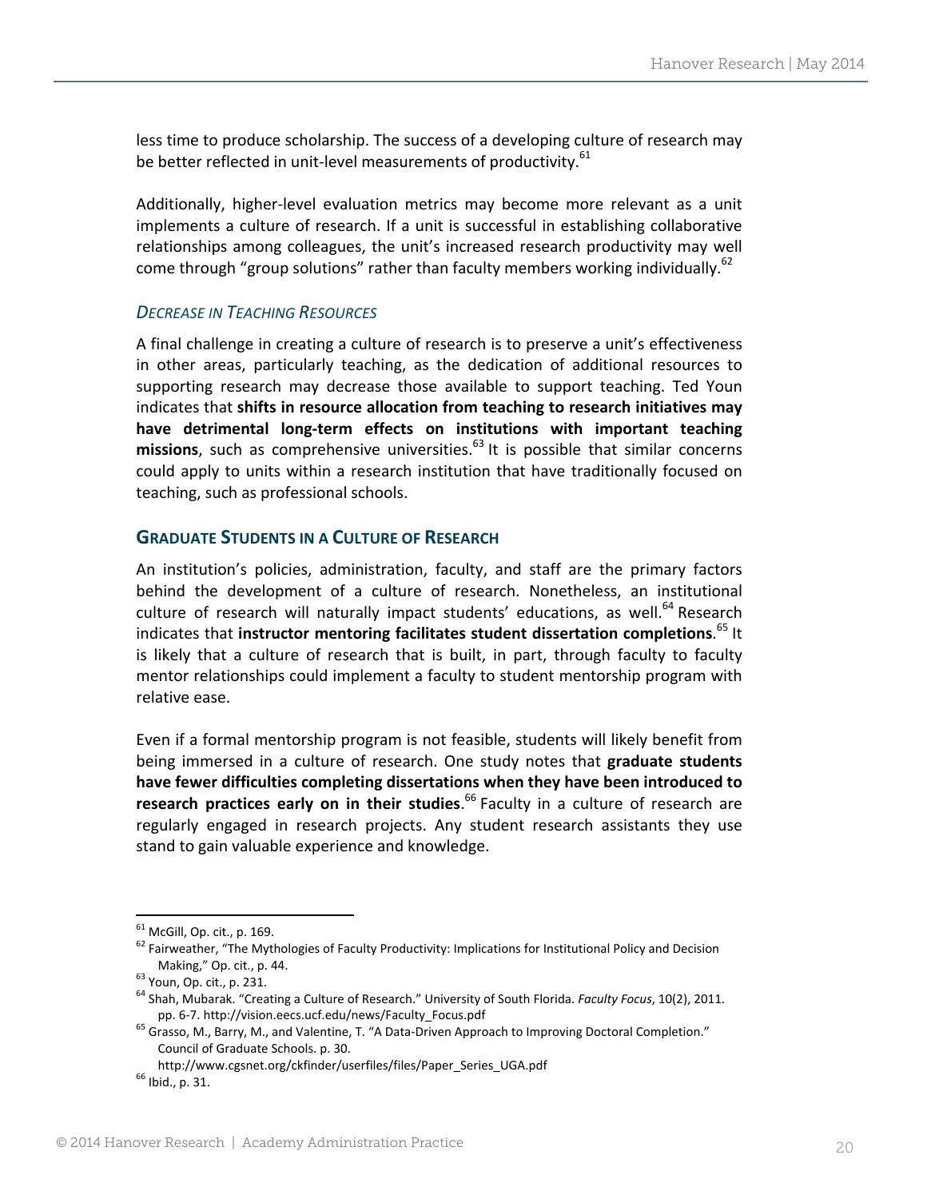less time to produce scholarship. The success of a developing culture of research may be better reflected in unit-level measurements of productivity.[61]

Additionally, higher-level evaluation metrics may become more relevant as a unit implements a culture of research. If a unit is successful in establishing collaborative relationships among colleagues, the unit's increased research productivity may well come through "group solutions" rather than faculty members working individually.[62]

### *Decrease in Teaching Resources*

A final challenge in creating a culture of research is to preserve a unit's effectiveness in other areas, particularly teaching, as the dedication of additional resources to supporting research may decrease those available to support teaching. Ted Youn indicates that **shifts in resource allocation from teaching to research initiatives may have detrimental long-term effects on institutions with important teaching missions**, such as comprehensive universities.[63] It is possible that similar concerns could apply to units within a research institution that have traditionally focused on teaching, such as professional schools.

## Graduate Students in a Culture of Research

An institution's policies, administration, faculty, and staff are the primary factors behind the development of a culture of research. Nonetheless, an institutional culture of research will naturally impact students' educations, as well.[64] Research indicates that **instructor mentoring facilitates student dissertation completions**.[65] It is likely that a culture of research that is built, in part, through faculty to faculty mentor relationships could implement a faculty to student mentorship program with relative ease.

Even if a formal mentorship program is not feasible, students will likely benefit from being immersed in a culture of research. One study notes that **graduate students have fewer difficulties completing dissertations when they have been introduced to research practices early on in their studies**.[66] Faculty in a culture of research are regularly engaged in research projects. Any student research assistants they use stand to gain valuable experience and knowledge.

---

[61] McGill, Op. cit., p. 169.

[62] Fairweather, "The Mythologies of Faculty Productivity: Implications for Institutional Policy and Decision Making," Op. cit., p. 44.

[63] Youn, Op. cit., p. 231.

[64] Shah, Mubarak. "Creating a Culture of Research." University of South Florida. *Faculty Focus*, 10(2), 2011. pp. 6-7. http://vision.eecs.ucf.edu/news/Faculty_Focus.pdf

[65] Grasso, M., Barry, M., and Valentine, T. "A Data-Driven Approach to Improving Doctoral Completion." Council of Graduate Schools. p. 30. http://www.cgsnet.org/ckfinder/userfiles/files/Paper_Series_UGA.pdf

[66] Ibid., p. 31.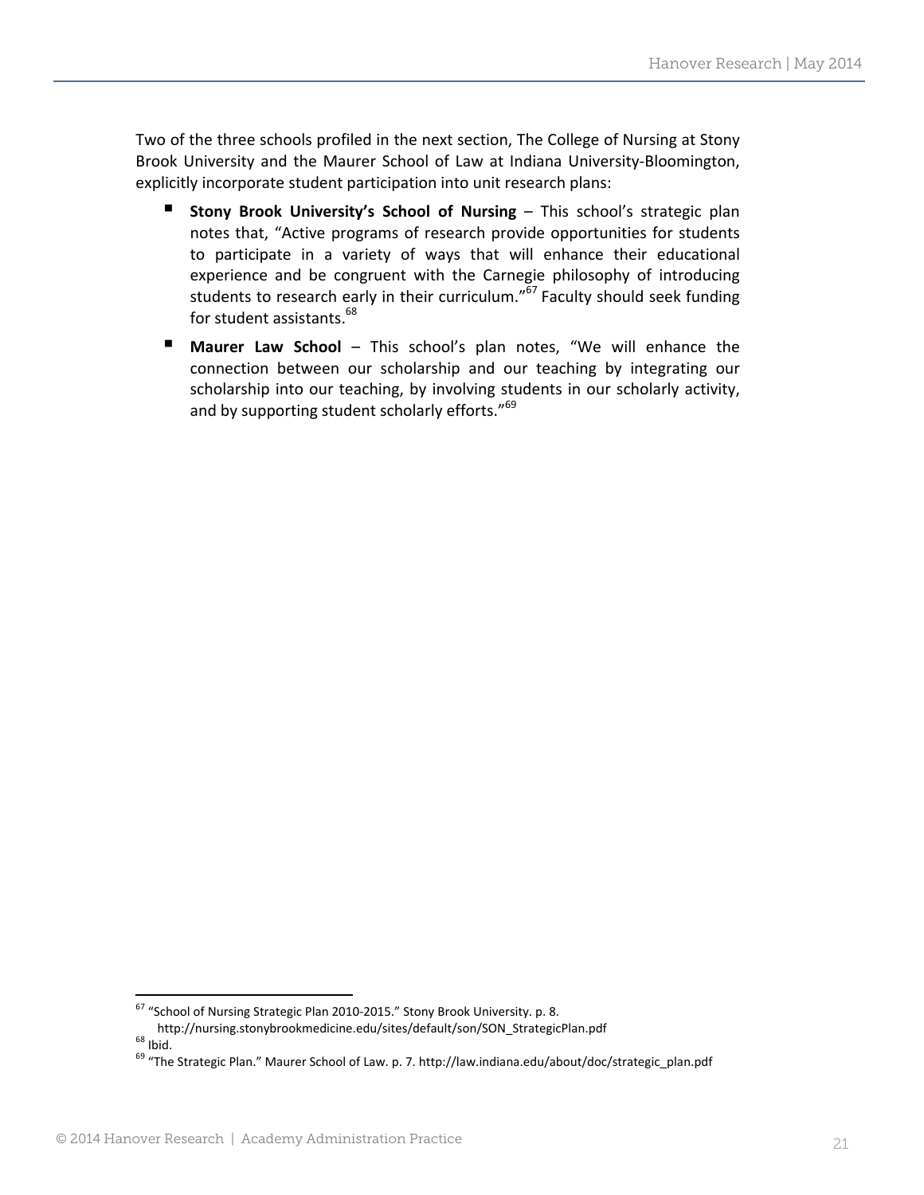Two of the three schools profiled in the next section, The College of Nursing at Stony Brook University and the Maurer School of Law at Indiana University-Bloomington, explicitly incorporate student participation into unit research plans:

- **Stony Brook University's School of Nursing** – This school's strategic plan notes that, "Active programs of research provide opportunities for students to participate in a variety of ways that will enhance their educational experience and be congruent with the Carnegie philosophy of introducing students to research early in their curriculum."[67] Faculty should seek funding for student assistants.[68]
- **Maurer Law School** – This school's plan notes, "We will enhance the connection between our scholarship and our teaching by integrating our scholarship into our teaching, by involving students in our scholarly activity, and by supporting student scholarly efforts."[69]

---

[67] "School of Nursing Strategic Plan 2010-2015." Stony Brook University. p. 8. http://nursing.stonybrookmedicine.edu/sites/default/son/SON_StrategicPlan.pdf

[68] Ibid.

[69] "The Strategic Plan." Maurer School of Law. p. 7. http://law.indiana.edu/about/doc/strategic_plan.pdf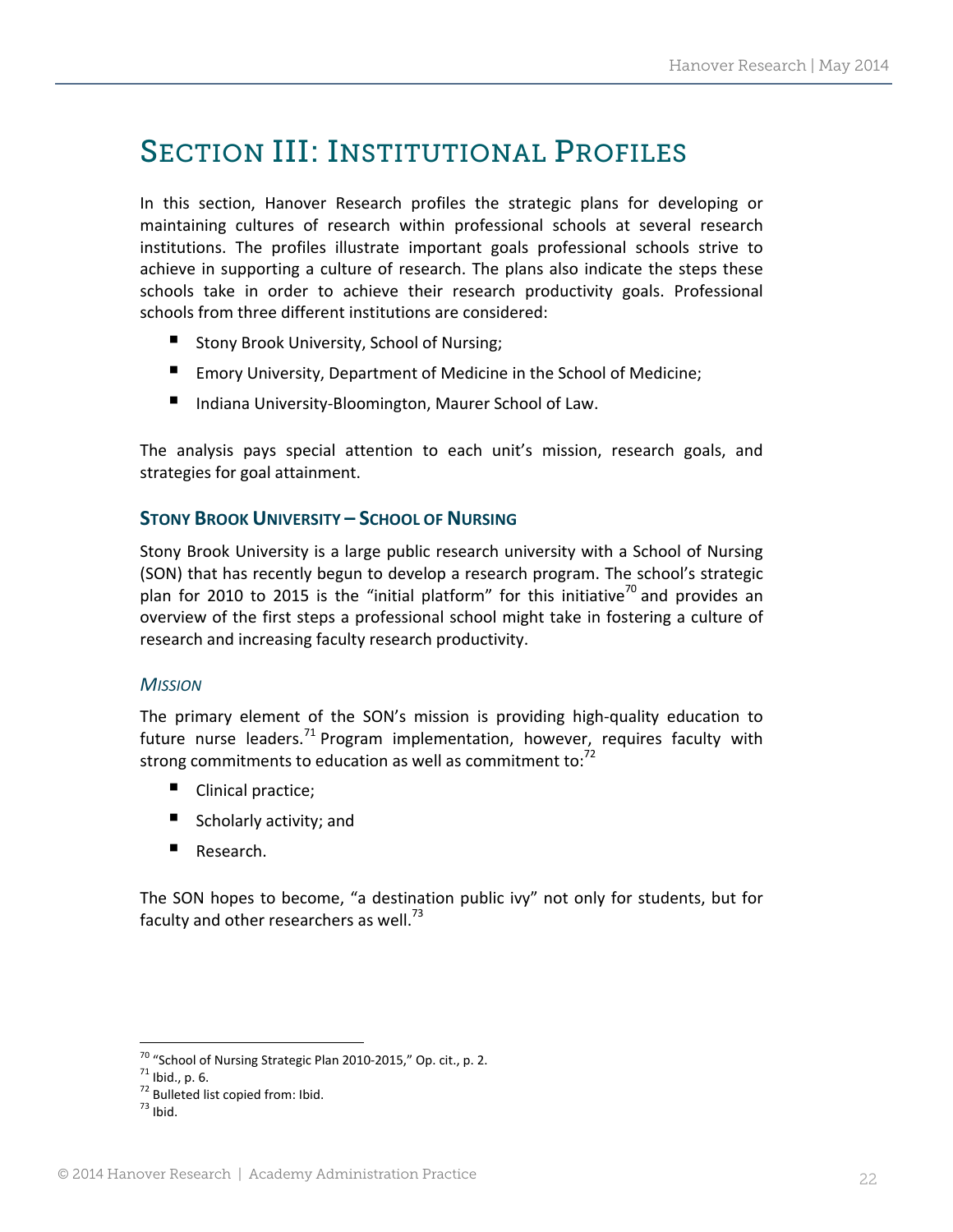# Section III: Institutional Profiles

In this section, Hanover Research profiles the strategic plans for developing or maintaining cultures of research within professional schools at several research institutions. The profiles illustrate important goals professional schools strive to achieve in supporting a culture of research. The plans also indicate the steps these schools take in order to achieve their research productivity goals. Professional schools from three different institutions are considered:

- Stony Brook University, School of Nursing;
- Emory University, Department of Medicine in the School of Medicine;
- Indiana University-Bloomington, Maurer School of Law.

The analysis pays special attention to each unit's mission, research goals, and strategies for goal attainment.

## Stony Brook University – School of Nursing

Stony Brook University is a large public research university with a School of Nursing (SON) that has recently begun to develop a research program. The school's strategic plan for 2010 to 2015 is the "initial platform" for this initiative[70] and provides an overview of the first steps a professional school might take in fostering a culture of research and increasing faculty research productivity.

### *Mission*

The primary element of the SON's mission is providing high-quality education to future nurse leaders.[71] Program implementation, however, requires faculty with strong commitments to education as well as commitment to:[72]

- Clinical practice;
- Scholarly activity; and
- Research.

The SON hopes to become, "a destination public ivy" not only for students, but for faculty and other researchers as well.[73]

---

[70] "School of Nursing Strategic Plan 2010-2015," Op. cit., p. 2.
[71] Ibid., p. 6.
[72] Bulleted list copied from: Ibid.
[73] Ibid.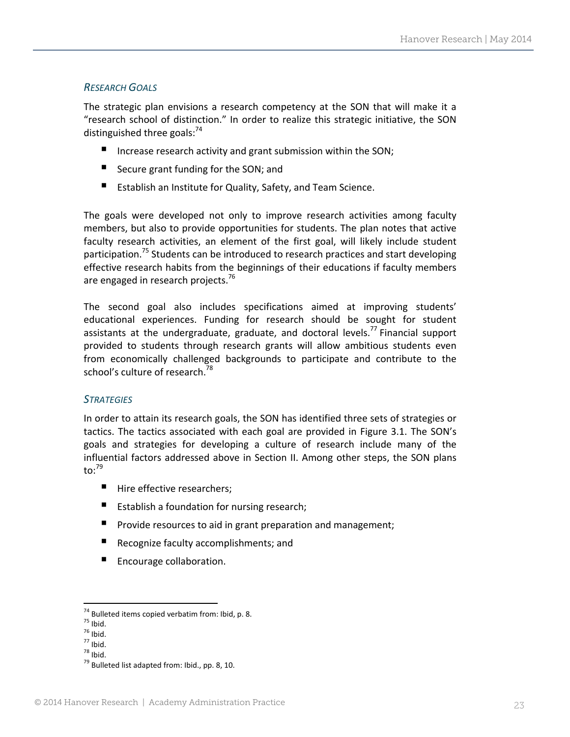### *Research Goals*

The strategic plan envisions a research competency at the SON that will make it a "research school of distinction." In order to realize this strategic initiative, the SON distinguished three goals:[74]

- Increase research activity and grant submission within the SON;
- Secure grant funding for the SON; and
- Establish an Institute for Quality, Safety, and Team Science.

The goals were developed not only to improve research activities among faculty members, but also to provide opportunities for students. The plan notes that active faculty research activities, an element of the first goal, will likely include student participation.[75] Students can be introduced to research practices and start developing effective research habits from the beginnings of their educations if faculty members are engaged in research projects.[76]

The second goal also includes specifications aimed at improving students' educational experiences. Funding for research should be sought for student assistants at the undergraduate, graduate, and doctoral levels.[77] Financial support provided to students through research grants will allow ambitious students even from economically challenged backgrounds to participate and contribute to the school's culture of research.[78]

### *Strategies*

In order to attain its research goals, the SON has identified three sets of strategies or tactics. The tactics associated with each goal are provided in Figure 3.1. The SON's goals and strategies for developing a culture of research include many of the influential factors addressed above in Section II. Among other steps, the SON plans to:[79]

- Hire effective researchers;
- Establish a foundation for nursing research;
- Provide resources to aid in grant preparation and management;
- Recognize faculty accomplishments; and
- Encourage collaboration.

---

[74] Bulleted items copied verbatim from: Ibid, p. 8.
[75] Ibid.
[76] Ibid.
[77] Ibid.
[78] Ibid.
[79] Bulleted list adapted from: Ibid., pp. 8, 10.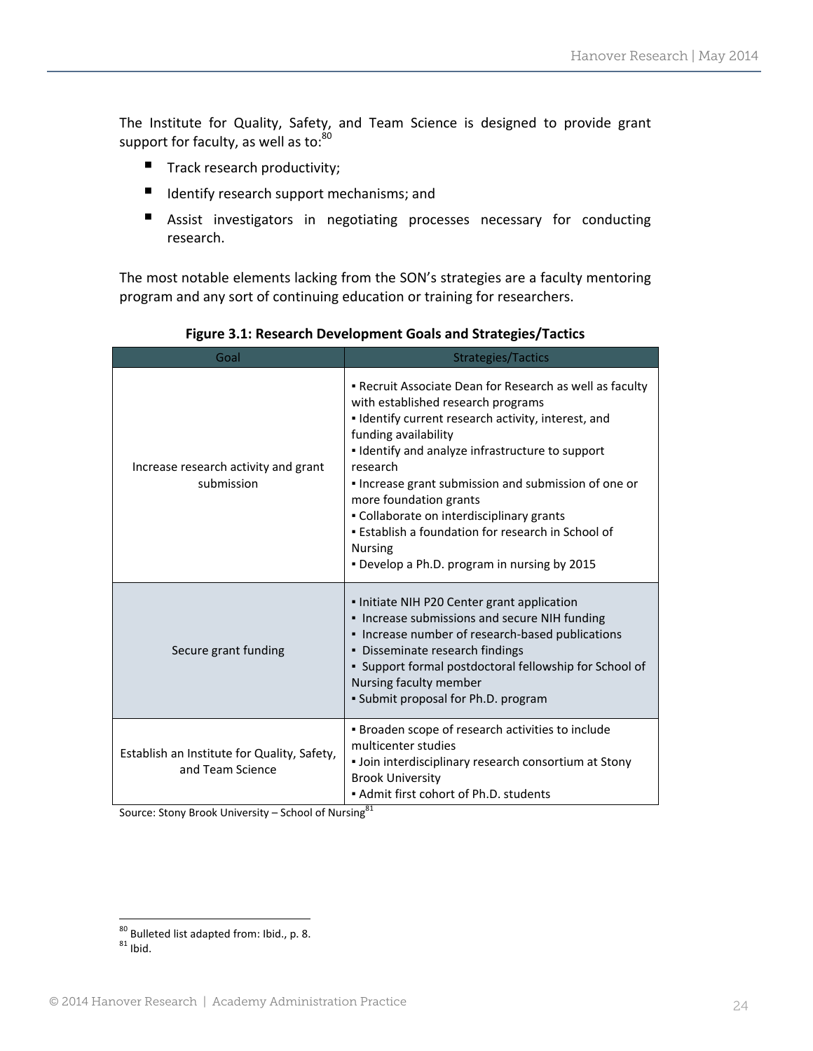The Institute for Quality, Safety, and Team Science is designed to provide grant support for faculty, as well as to:[80]

- Track research productivity;
- Identify research support mechanisms; and
- Assist investigators in negotiating processes necessary for conducting research.

The most notable elements lacking from the SON's strategies are a faculty mentoring program and any sort of continuing education or training for researchers.

**Figure 3.1: Research Development Goals and Strategies/Tactics**

| Goal | Strategies/Tactics |
| --- | --- |
| Increase research activity and grant submission | ▪ Recruit Associate Dean for Research as well as faculty with established research programs<br>▪ Identify current research activity, interest, and funding availability<br>▪ Identify and analyze infrastructure to support research<br>▪ Increase grant submission and submission of one or more foundation grants<br>▪ Collaborate on interdisciplinary grants<br>▪ Establish a foundation for research in School of Nursing<br>▪ Develop a Ph.D. program in nursing by 2015 |
| Secure grant funding | ▪ Initiate NIH P20 Center grant application<br>▪ Increase submissions and secure NIH funding<br>▪ Increase number of research-based publications<br>▪ Disseminate research findings<br>▪ Support formal postdoctoral fellowship for School of Nursing faculty member<br>▪ Submit proposal for Ph.D. program |
| Establish an Institute for Quality, Safety, and Team Science | ▪ Broaden scope of research activities to include multicenter studies<br>▪ Join interdisciplinary research consortium at Stony Brook University<br>▪ Admit first cohort of Ph.D. students |

Source: Stony Brook University – School of Nursing[81]

[80] Bulleted list adapted from: Ibid., p. 8.
[81] Ibid.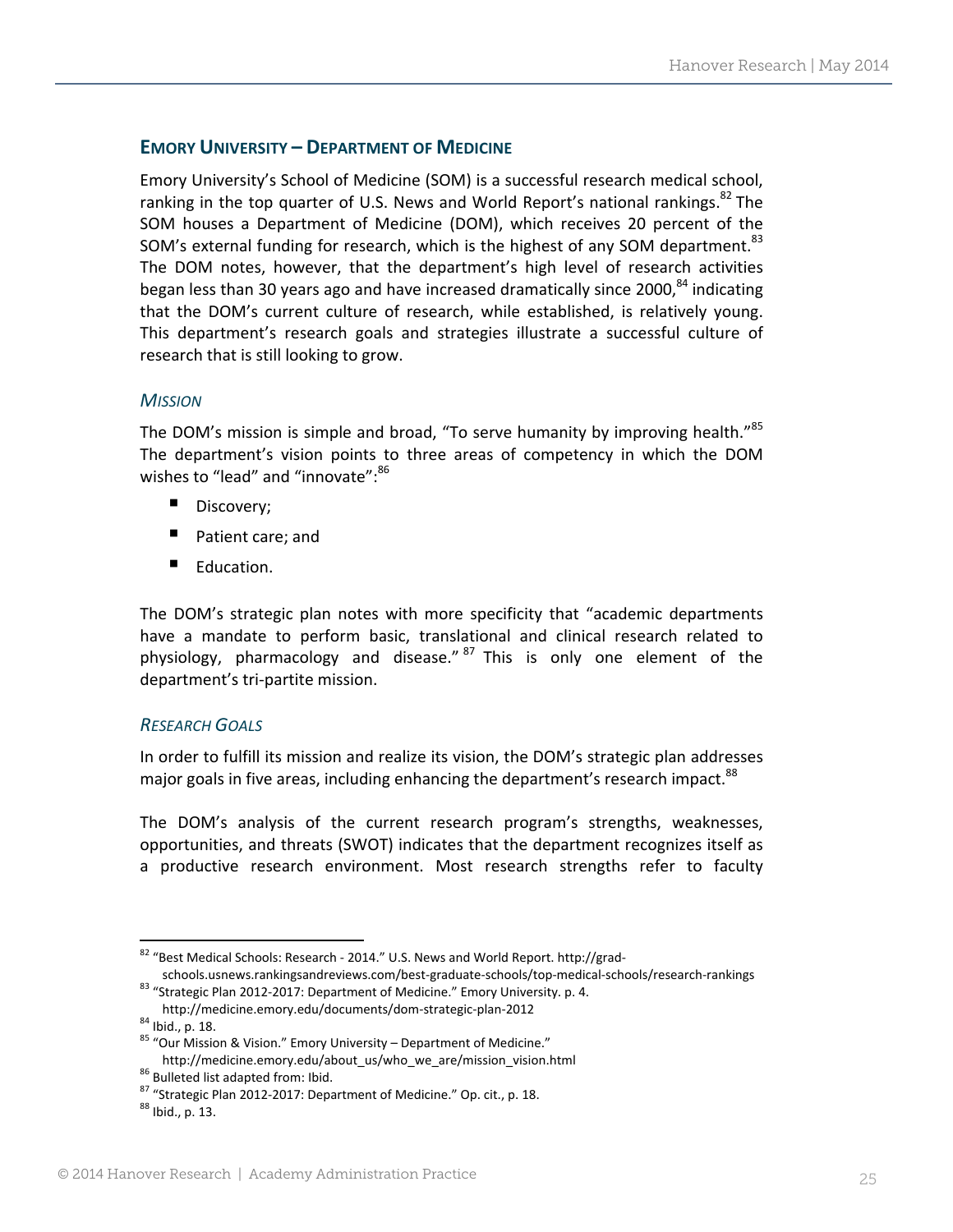## EMORY UNIVERSITY – DEPARTMENT OF MEDICINE

Emory University's School of Medicine (SOM) is a successful research medical school, ranking in the top quarter of U.S. News and World Report's national rankings.[82] The SOM houses a Department of Medicine (DOM), which receives 20 percent of the SOM's external funding for research, which is the highest of any SOM department.[83] The DOM notes, however, that the department's high level of research activities began less than 30 years ago and have increased dramatically since 2000,[84] indicating that the DOM's current culture of research, while established, is relatively young. This department's research goals and strategies illustrate a successful culture of research that is still looking to grow.

### *MISSION*

The DOM's mission is simple and broad, "To serve humanity by improving health."[85] The department's vision points to three areas of competency in which the DOM wishes to "lead" and "innovate":[86]

- Discovery;
- Patient care; and
- Education.

The DOM's strategic plan notes with more specificity that "academic departments have a mandate to perform basic, translational and clinical research related to physiology, pharmacology and disease."[87] This is only one element of the department's tri-partite mission.

### *RESEARCH GOALS*

In order to fulfill its mission and realize its vision, the DOM's strategic plan addresses major goals in five areas, including enhancing the department's research impact.[88]

The DOM's analysis of the current research program's strengths, weaknesses, opportunities, and threats (SWOT) indicates that the department recognizes itself as a productive research environment. Most research strengths refer to faculty

---

[82] "Best Medical Schools: Research - 2014." U.S. News and World Report. http://grad-schools.usnews.rankingsandreviews.com/best-graduate-schools/top-medical-schools/research-rankings

[83] "Strategic Plan 2012-2017: Department of Medicine." Emory University. p. 4. http://medicine.emory.edu/documents/dom-strategic-plan-2012

[84] Ibid., p. 18.

[85] "Our Mission & Vision." Emory University – Department of Medicine." http://medicine.emory.edu/about_us/who_we_are/mission_vision.html

[86] Bulleted list adapted from: Ibid.

[87] "Strategic Plan 2012-2017: Department of Medicine." Op. cit., p. 18.

[88] Ibid., p. 13.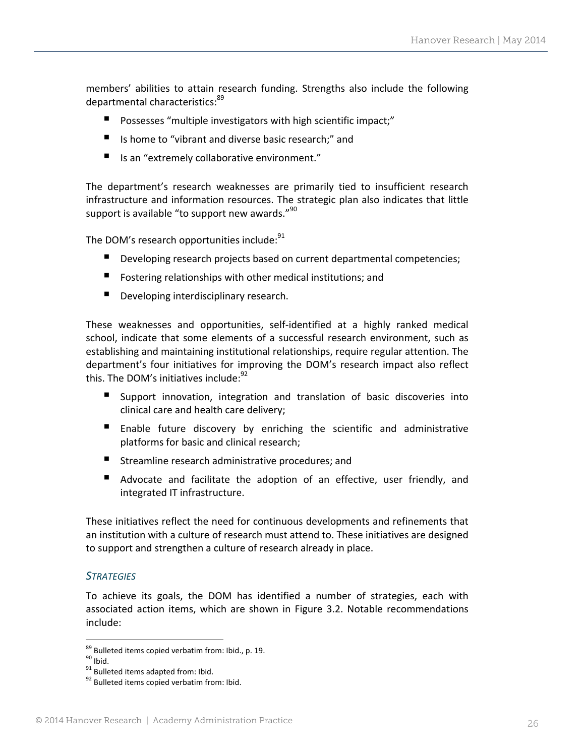members' abilities to attain research funding. Strengths also include the following departmental characteristics:[89]

- Possesses "multiple investigators with high scientific impact;"
- Is home to "vibrant and diverse basic research;" and
- Is an "extremely collaborative environment."

The department's research weaknesses are primarily tied to insufficient research infrastructure and information resources. The strategic plan also indicates that little support is available "to support new awards."[90]

The DOM's research opportunities include:[91]

- Developing research projects based on current departmental competencies;
- Fostering relationships with other medical institutions; and
- Developing interdisciplinary research.

These weaknesses and opportunities, self-identified at a highly ranked medical school, indicate that some elements of a successful research environment, such as establishing and maintaining institutional relationships, require regular attention. The department's four initiatives for improving the DOM's research impact also reflect this. The DOM's initiatives include:[92]

- Support innovation, integration and translation of basic discoveries into clinical care and health care delivery;
- Enable future discovery by enriching the scientific and administrative platforms for basic and clinical research;
- Streamline research administrative procedures; and
- Advocate and facilitate the adoption of an effective, user friendly, and integrated IT infrastructure.

These initiatives reflect the need for continuous developments and refinements that an institution with a culture of research must attend to. These initiatives are designed to support and strengthen a culture of research already in place.

### *Strategies*

To achieve its goals, the DOM has identified a number of strategies, each with associated action items, which are shown in Figure 3.2. Notable recommendations include:

---

[89] Bulleted items copied verbatim from: Ibid., p. 19.

[90] Ibid.

[91] Bulleted items adapted from: Ibid.

[92] Bulleted items copied verbatim from: Ibid.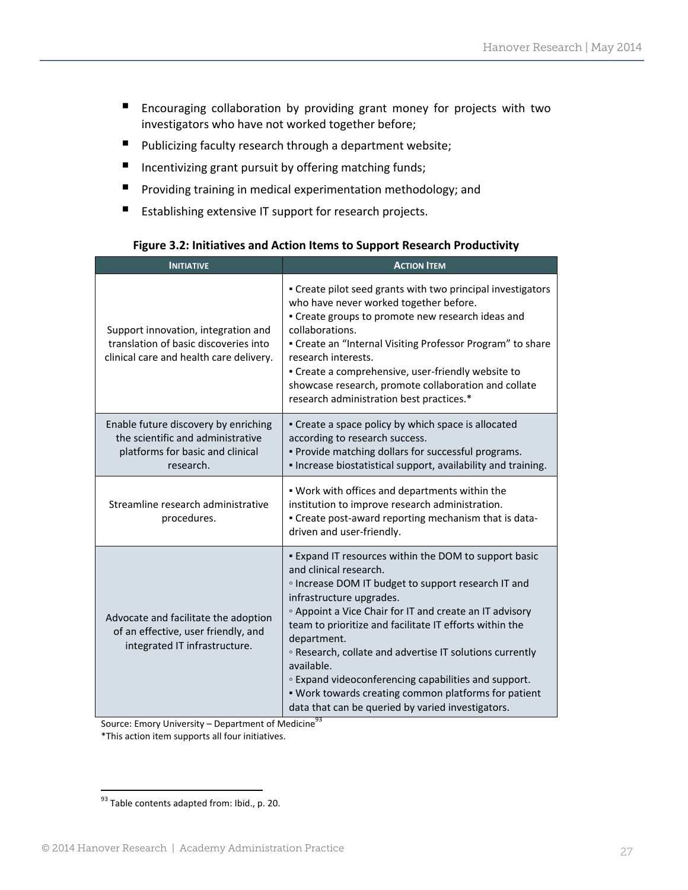- Encouraging collaboration by providing grant money for projects with two investigators who have not worked together before;
- Publicizing faculty research through a department website;
- Incentivizing grant pursuit by offering matching funds;
- Providing training in medical experimentation methodology; and
- Establishing extensive IT support for research projects.

**Figure 3.2: Initiatives and Action Items to Support Research Productivity**

| Initiative | Action Item |
|---|---|
| Support innovation, integration and translation of basic discoveries into clinical care and health care delivery. | ▪ Create pilot seed grants with two principal investigators who have never worked together before.<br>▪ Create groups to promote new research ideas and collaborations.<br>▪ Create an "Internal Visiting Professor Program" to share research interests.<br>▪ Create a comprehensive, user-friendly website to showcase research, promote collaboration and collate research administration best practices.* |
| Enable future discovery by enriching the scientific and administrative platforms for basic and clinical research. | ▪ Create a space policy by which space is allocated according to research success.<br>▪ Provide matching dollars for successful programs.<br>▪ Increase biostatistical support, availability and training. |
| Streamline research administrative procedures. | ▪ Work with offices and departments within the institution to improve research administration.<br>▪ Create post-award reporting mechanism that is data-driven and user-friendly. |
| Advocate and facilitate the adoption of an effective, user friendly, and integrated IT infrastructure. | ▪ Expand IT resources within the DOM to support basic and clinical research.<br>◦ Increase DOM IT budget to support research IT and infrastructure upgrades.<br>◦ Appoint a Vice Chair for IT and create an IT advisory team to prioritize and facilitate IT efforts within the department.<br>◦ Research, collate and advertise IT solutions currently available.<br>◦ Expand videoconferencing capabilities and support.<br>▪ Work towards creating common platforms for patient data that can be queried by varied investigators. |

Source: Emory University – Department of Medicine[93]
*This action item supports all four initiatives.

[93] Table contents adapted from: Ibid., p. 20.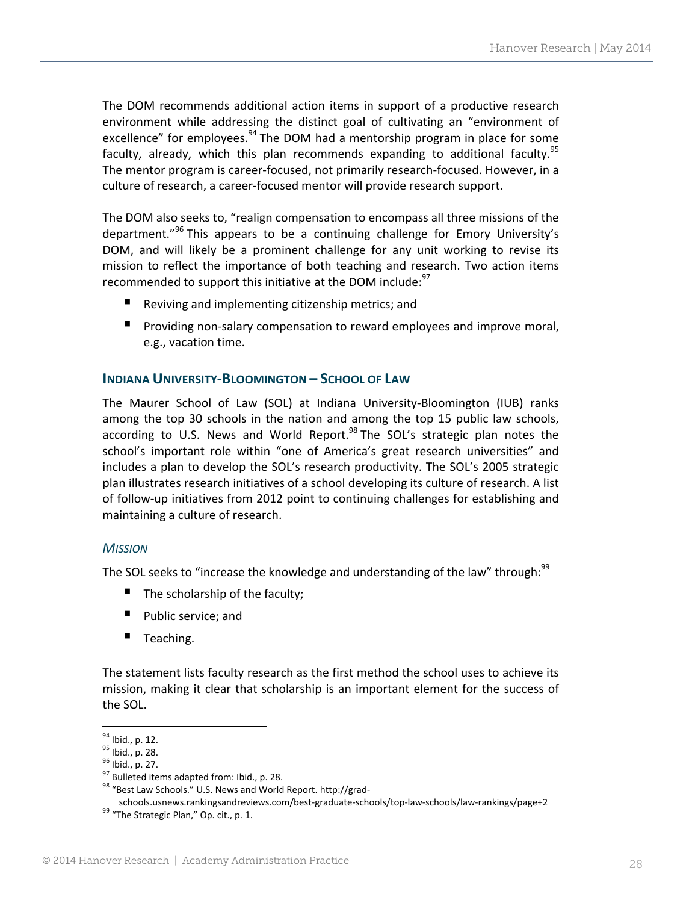The DOM recommends additional action items in support of a productive research environment while addressing the distinct goal of cultivating an "environment of excellence" for employees.[94] The DOM had a mentorship program in place for some faculty, already, which this plan recommends expanding to additional faculty.[95] The mentor program is career-focused, not primarily research-focused. However, in a culture of research, a career-focused mentor will provide research support.

The DOM also seeks to, "realign compensation to encompass all three missions of the department."[96] This appears to be a continuing challenge for Emory University's DOM, and will likely be a prominent challenge for any unit working to revise its mission to reflect the importance of both teaching and research. Two action items recommended to support this initiative at the DOM include:[97]

- Reviving and implementing citizenship metrics; and
- Providing non-salary compensation to reward employees and improve moral, e.g., vacation time.

### INDIANA UNIVERSITY-BLOOMINGTON – SCHOOL OF LAW

The Maurer School of Law (SOL) at Indiana University-Bloomington (IUB) ranks among the top 30 schools in the nation and among the top 15 public law schools, according to U.S. News and World Report.[98] The SOL's strategic plan notes the school's important role within "one of America's great research universities" and includes a plan to develop the SOL's research productivity. The SOL's 2005 strategic plan illustrates research initiatives of a school developing its culture of research. A list of follow-up initiatives from 2012 point to continuing challenges for establishing and maintaining a culture of research.

#### *MISSION*

The SOL seeks to "increase the knowledge and understanding of the law" through:[99]

- The scholarship of the faculty;
- Public service; and
- Teaching.

The statement lists faculty research as the first method the school uses to achieve its mission, making it clear that scholarship is an important element for the success of the SOL.

---

[94] Ibid., p. 12.
[95] Ibid., p. 28.
[96] Ibid., p. 27.
[97] Bulleted items adapted from: Ibid., p. 28.
[98] "Best Law Schools." U.S. News and World Report. http://grad-schools.usnews.rankingsandreviews.com/best-graduate-schools/top-law-schools/law-rankings/page+2
[99] "The Strategic Plan," Op. cit., p. 1.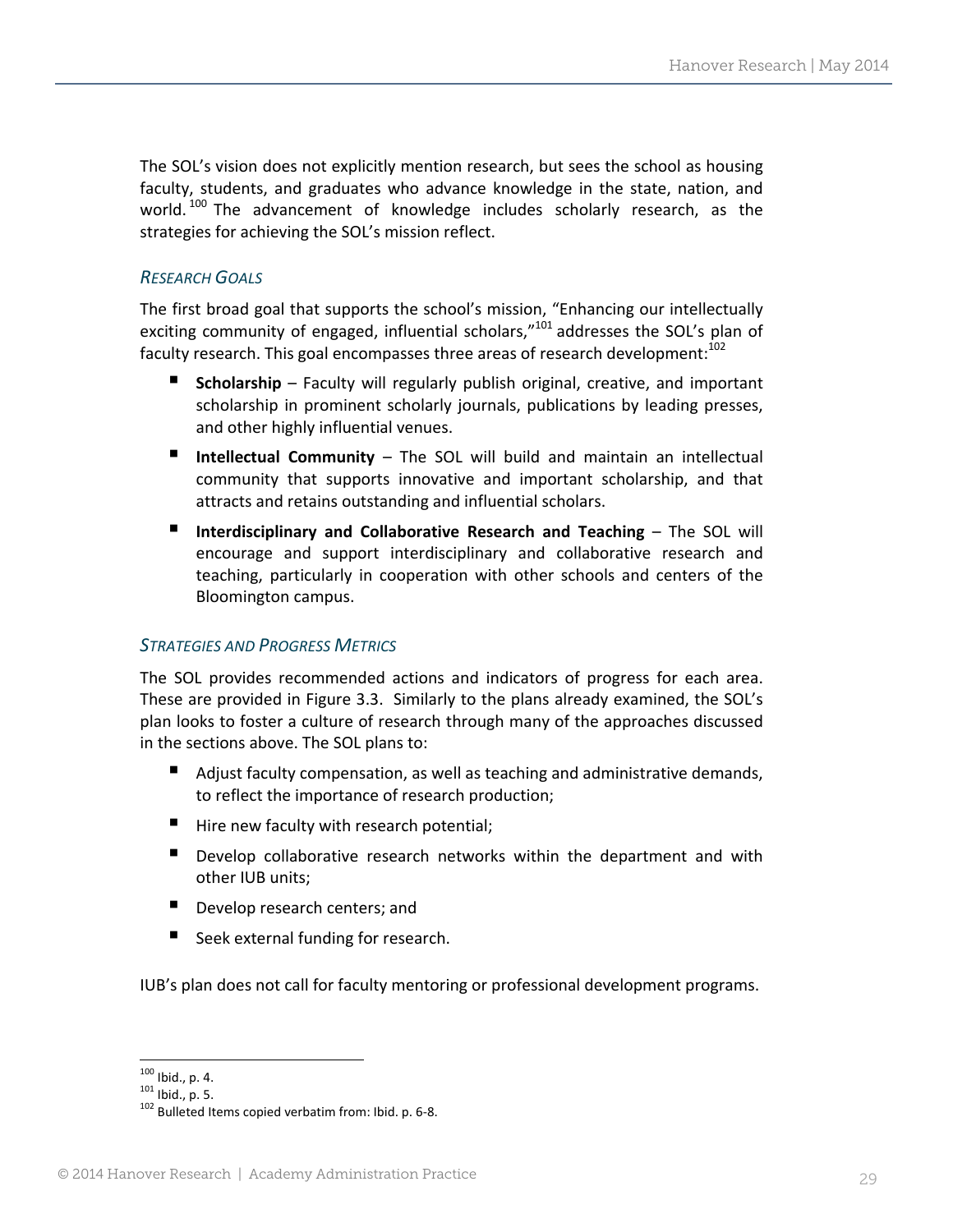The SOL's vision does not explicitly mention research, but sees the school as housing faculty, students, and graduates who advance knowledge in the state, nation, and world.[100] The advancement of knowledge includes scholarly research, as the strategies for achieving the SOL's mission reflect.

### *RESEARCH GOALS*

The first broad goal that supports the school's mission, "Enhancing our intellectually exciting community of engaged, influential scholars,"[101] addresses the SOL's plan of faculty research. This goal encompasses three areas of research development:[102]

- **Scholarship** – Faculty will regularly publish original, creative, and important scholarship in prominent scholarly journals, publications by leading presses, and other highly influential venues.
- **Intellectual Community** – The SOL will build and maintain an intellectual community that supports innovative and important scholarship, and that attracts and retains outstanding and influential scholars.
- **Interdisciplinary and Collaborative Research and Teaching** – The SOL will encourage and support interdisciplinary and collaborative research and teaching, particularly in cooperation with other schools and centers of the Bloomington campus.

### *STRATEGIES AND PROGRESS METRICS*

The SOL provides recommended actions and indicators of progress for each area. These are provided in Figure 3.3. Similarly to the plans already examined, the SOL's plan looks to foster a culture of research through many of the approaches discussed in the sections above. The SOL plans to:

- Adjust faculty compensation, as well as teaching and administrative demands, to reflect the importance of research production;
- Hire new faculty with research potential;
- Develop collaborative research networks within the department and with other IUB units;
- Develop research centers; and
- Seek external funding for research.

IUB's plan does not call for faculty mentoring or professional development programs.

---

[100] Ibid., p. 4.
[101] Ibid., p. 5.
[102] Bulleted Items copied verbatim from: Ibid. p. 6-8.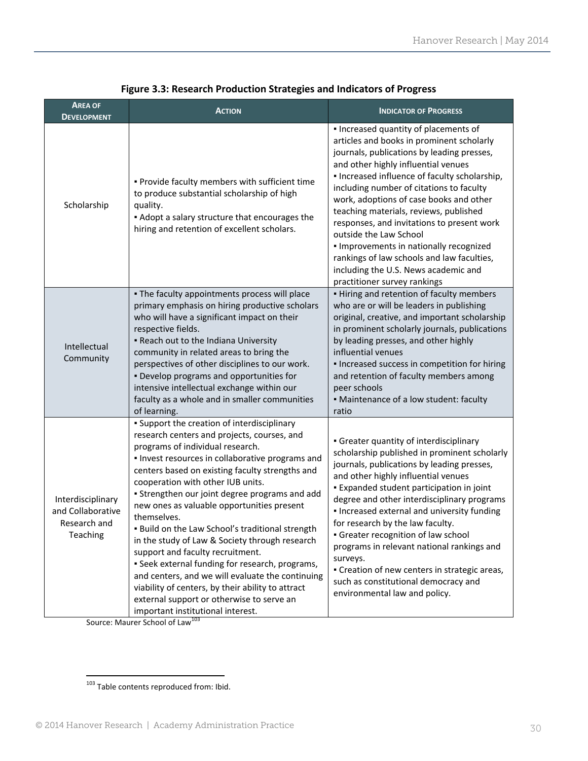**Figure 3.3: Research Production Strategies and Indicators of Progress**

| AREA OF DEVELOPMENT | ACTION | INDICATOR OF PROGRESS |
|---|---|---|
| Scholarship | ▪ Provide faculty members with sufficient time to produce substantial scholarship of high quality.<br>▪ Adopt a salary structure that encourages the hiring and retention of excellent scholars. | ▪ Increased quantity of placements of articles and books in prominent scholarly journals, publications by leading presses, and other highly influential venues<br>▪ Increased influence of faculty scholarship, including number of citations to faculty work, adoptions of case books and other teaching materials, reviews, published responses, and invitations to present work outside the Law School<br>▪ Improvements in nationally recognized rankings of law schools and law faculties, including the U.S. News academic and practitioner survey rankings |
| Intellectual Community | ▪ The faculty appointments process will place primary emphasis on hiring productive scholars who will have a significant impact on their respective fields.<br>▪ Reach out to the Indiana University community in related areas to bring the perspectives of other disciplines to our work.<br>▪ Develop programs and opportunities for intensive intellectual exchange within our faculty as a whole and in smaller communities of learning. | ▪ Hiring and retention of faculty members who are or will be leaders in publishing original, creative, and important scholarship in prominent scholarly journals, publications by leading presses, and other highly influential venues<br>▪ Increased success in competition for hiring and retention of faculty members among peer schools<br>▪ Maintenance of a low student: faculty ratio |
| Interdisciplinary and Collaborative Research and Teaching | ▪ Support the creation of interdisciplinary research centers and projects, courses, and programs of individual research.<br>▪ Invest resources in collaborative programs and centers based on existing faculty strengths and cooperation with other IUB units.<br>▪ Strengthen our joint degree programs and add new ones as valuable opportunities present themselves.<br>▪ Build on the Law School's traditional strength in the study of Law & Society through research support and faculty recruitment.<br>▪ Seek external funding for research, programs, and centers, and we will evaluate the continuing viability of centers, by their ability to attract external support or otherwise to serve an important institutional interest. | ▪ Greater quantity of interdisciplinary scholarship published in prominent scholarly journals, publications by leading presses, and other highly influential venues<br>▪ Expanded student participation in joint degree and other interdisciplinary programs<br>▪ Increased external and university funding for research by the law faculty.<br>▪ Greater recognition of law school programs in relevant national rankings and surveys.<br>▪ Creation of new centers in strategic areas, such as constitutional democracy and environmental law and policy. |

Source: Maurer School of Law[103]

[103] Table contents reproduced from: Ibid.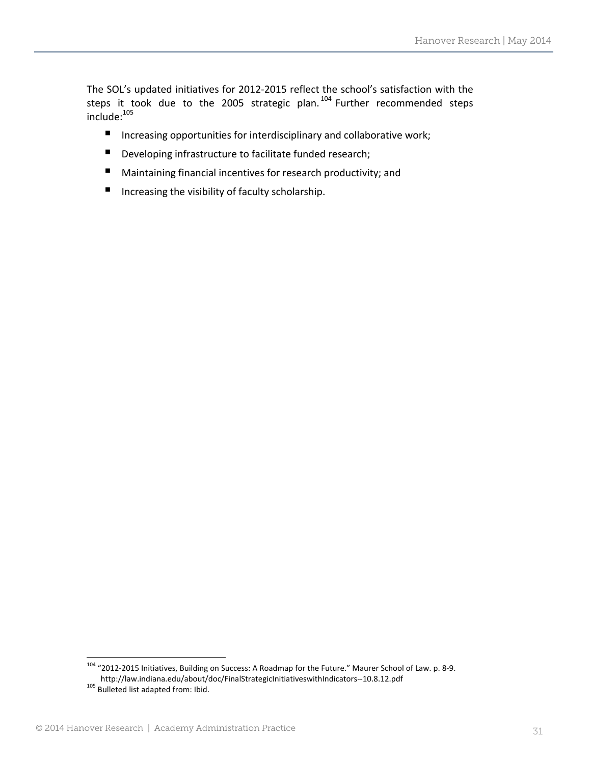The SOL's updated initiatives for 2012-2015 reflect the school's satisfaction with the steps it took due to the 2005 strategic plan.[104] Further recommended steps include:[105]

- Increasing opportunities for interdisciplinary and collaborative work;
- Developing infrastructure to facilitate funded research;
- Maintaining financial incentives for research productivity; and
- Increasing the visibility of faculty scholarship.

---

[104] "2012-2015 Initiatives, Building on Success: A Roadmap for the Future." Maurer School of Law. p. 8-9. http://law.indiana.edu/about/doc/FinalStrategicInitiativeswithIndicators--10.8.12.pdf

[105] Bulleted list adapted from: Ibid.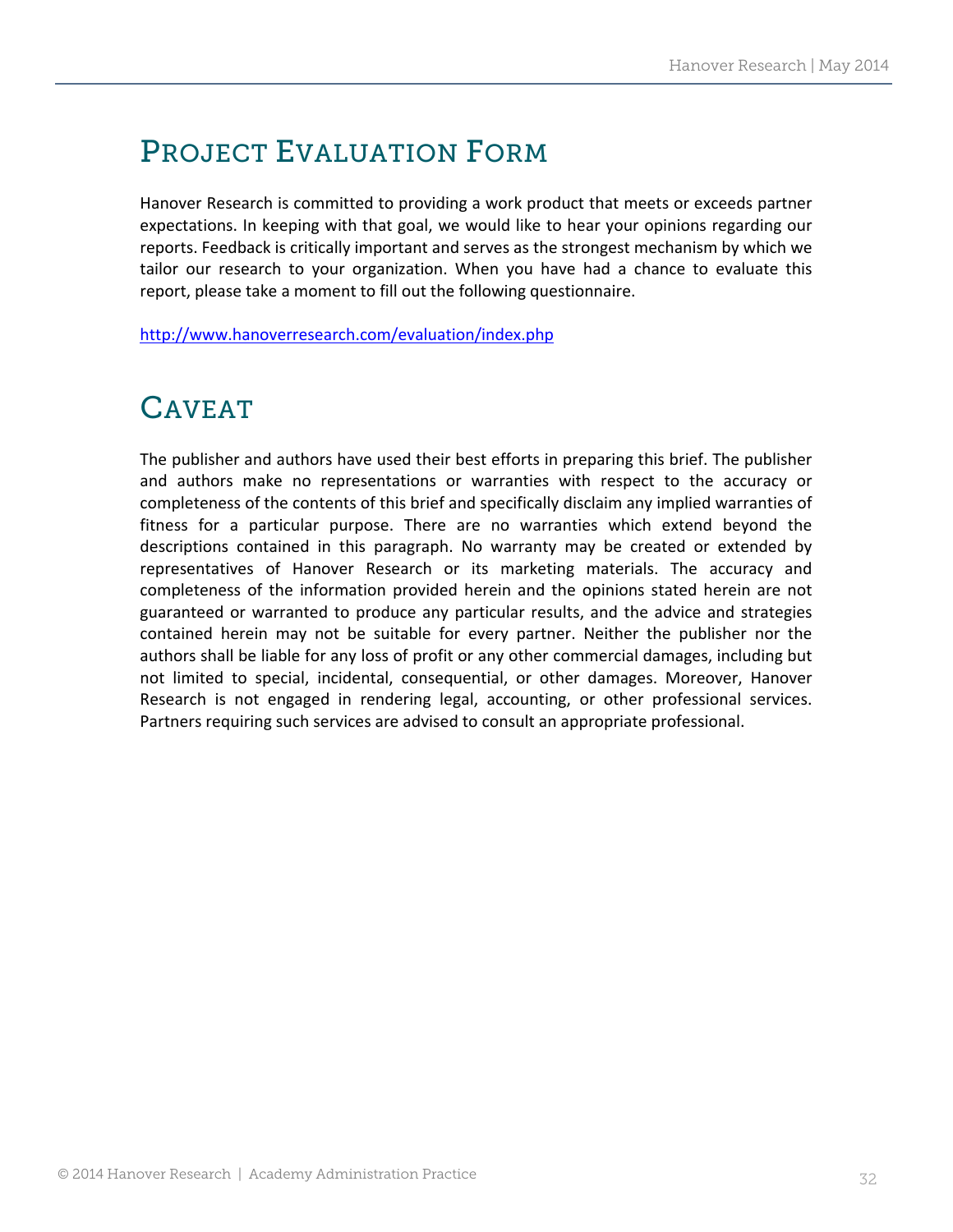# Project Evaluation Form

Hanover Research is committed to providing a work product that meets or exceeds partner expectations. In keeping with that goal, we would like to hear your opinions regarding our reports. Feedback is critically important and serves as the strongest mechanism by which we tailor our research to your organization. When you have had a chance to evaluate this report, please take a moment to fill out the following questionnaire.

http://www.hanoverresearch.com/evaluation/index.php

# Caveat

The publisher and authors have used their best efforts in preparing this brief. The publisher and authors make no representations or warranties with respect to the accuracy or completeness of the contents of this brief and specifically disclaim any implied warranties of fitness for a particular purpose. There are no warranties which extend beyond the descriptions contained in this paragraph. No warranty may be created or extended by representatives of Hanover Research or its marketing materials. The accuracy and completeness of the information provided herein and the opinions stated herein are not guaranteed or warranted to produce any particular results, and the advice and strategies contained herein may not be suitable for every partner. Neither the publisher nor the authors shall be liable for any loss of profit or any other commercial damages, including but not limited to special, incidental, consequential, or other damages. Moreover, Hanover Research is not engaged in rendering legal, accounting, or other professional services. Partners requiring such services are advised to consult an appropriate professional.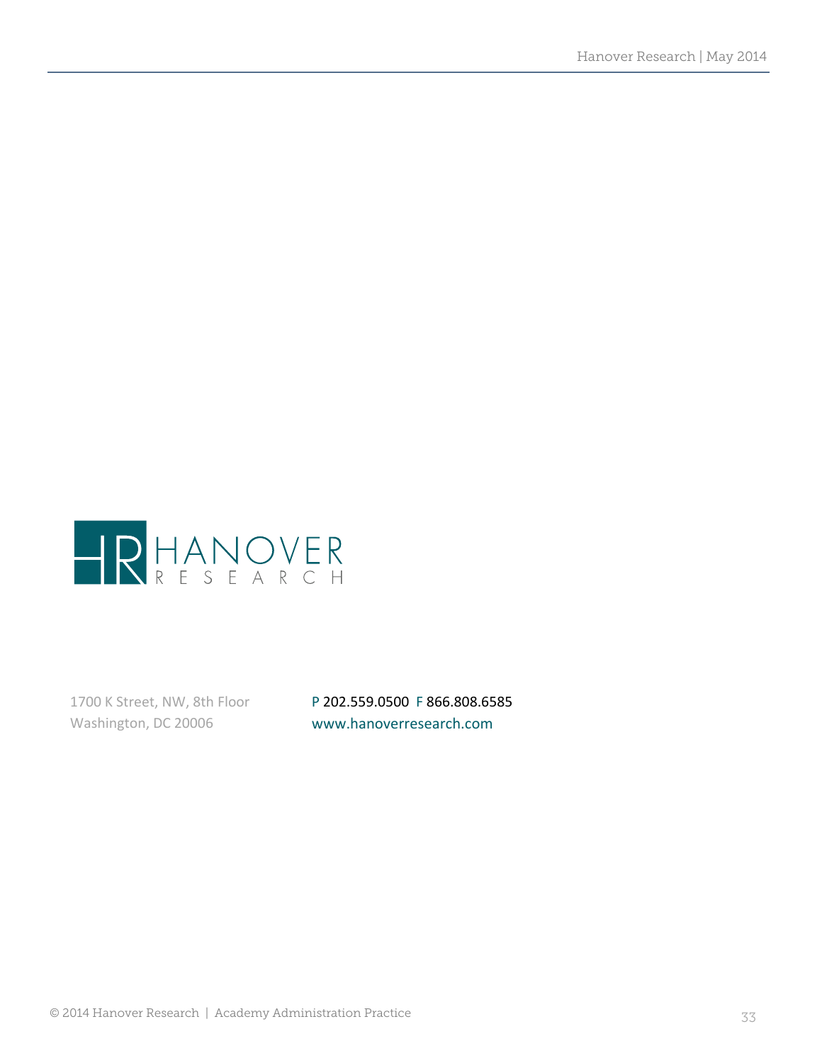HANOVER RESEARCH

1700 K Street, NW, 8th Floor
Washington, DC 20006

P 202.559.0500 F 866.808.6585
www.hanoverresearch.com